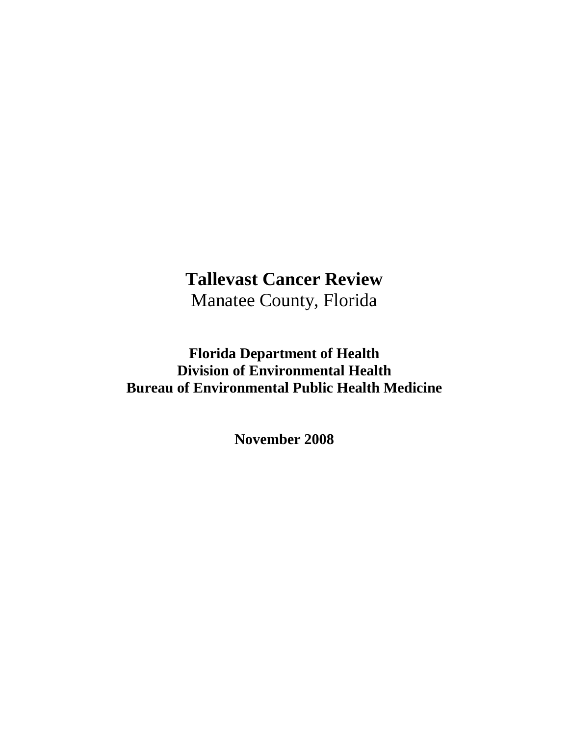# Tallevast Cancer Review

Manatee County, Florida

**Florida Department of Health**
**Division of Environmental Health**
**Bureau of Environmental Public Health Medicine**

**November 2008**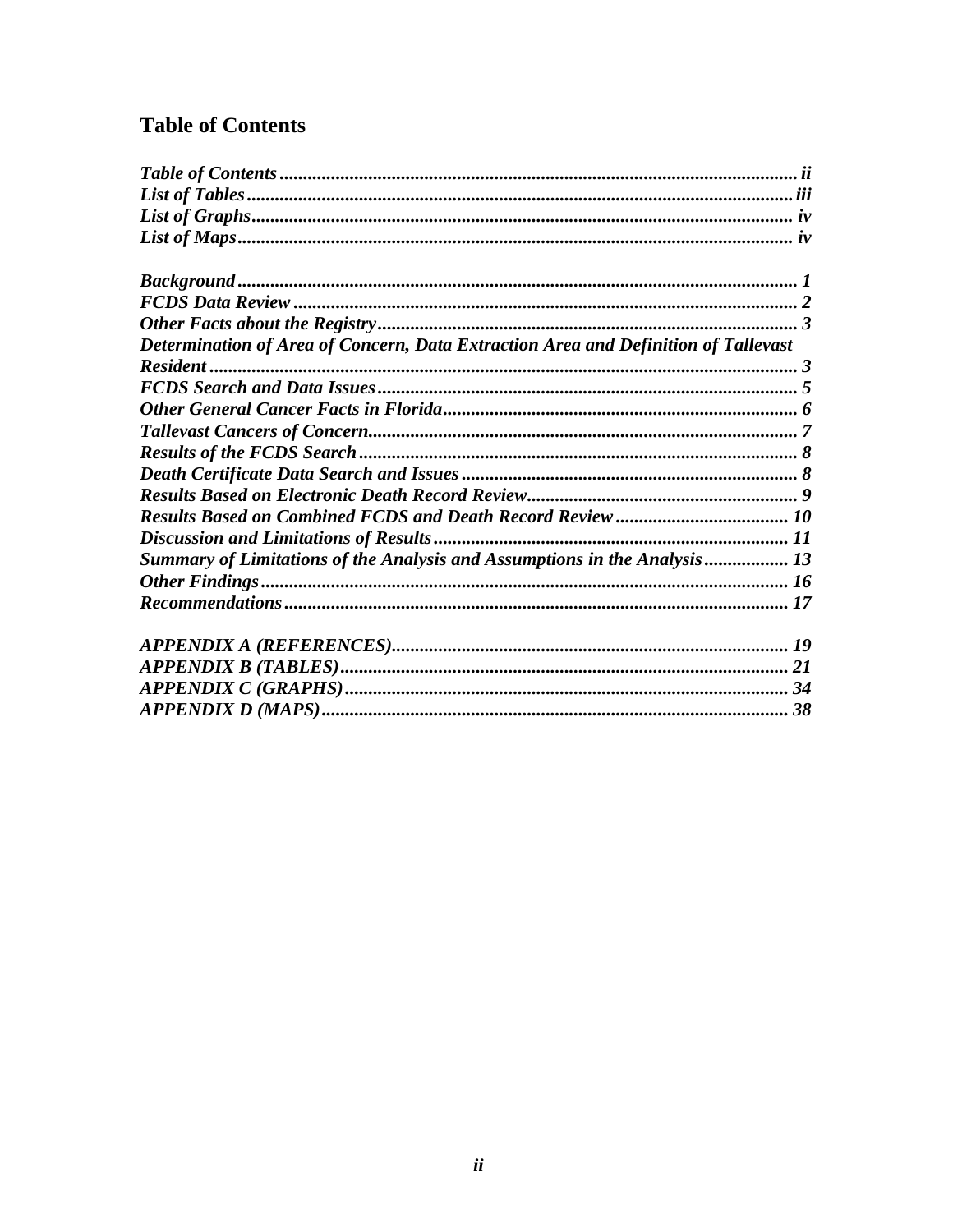## Table of Contents

*Table of Contents* ........ ii
*List of Tables* ........ iii
*List of Graphs* ........ iv
*List of Maps* ........ iv

*Background* ........ 1
*FCDS Data Review* ........ 2
*Other Facts about the Registry* ........ 3
*Determination of Area of Concern, Data Extraction Area and Definition of Tallevast Resident* ........ 3
*FCDS Search and Data Issues* ........ 5
*Other General Cancer Facts in Florida* ........ 6
*Tallevast Cancers of Concern* ........ 7
*Results of the FCDS Search* ........ 8
*Death Certificate Data Search and Issues* ........ 8
*Results Based on Electronic Death Record Review* ........ 9
*Results Based on Combined FCDS and Death Record Review* ........ 10
*Discussion and Limitations of Results* ........ 11
*Summary of Limitations of the Analysis and Assumptions in the Analysis* ........ 13
*Other Findings* ........ 16
*Recommendations* ........ 17

*APPENDIX A (REFERENCES)* ........ 19
*APPENDIX B (TABLES)* ........ 21
*APPENDIX C (GRAPHS)* ........ 34
*APPENDIX D (MAPS)* ........ 38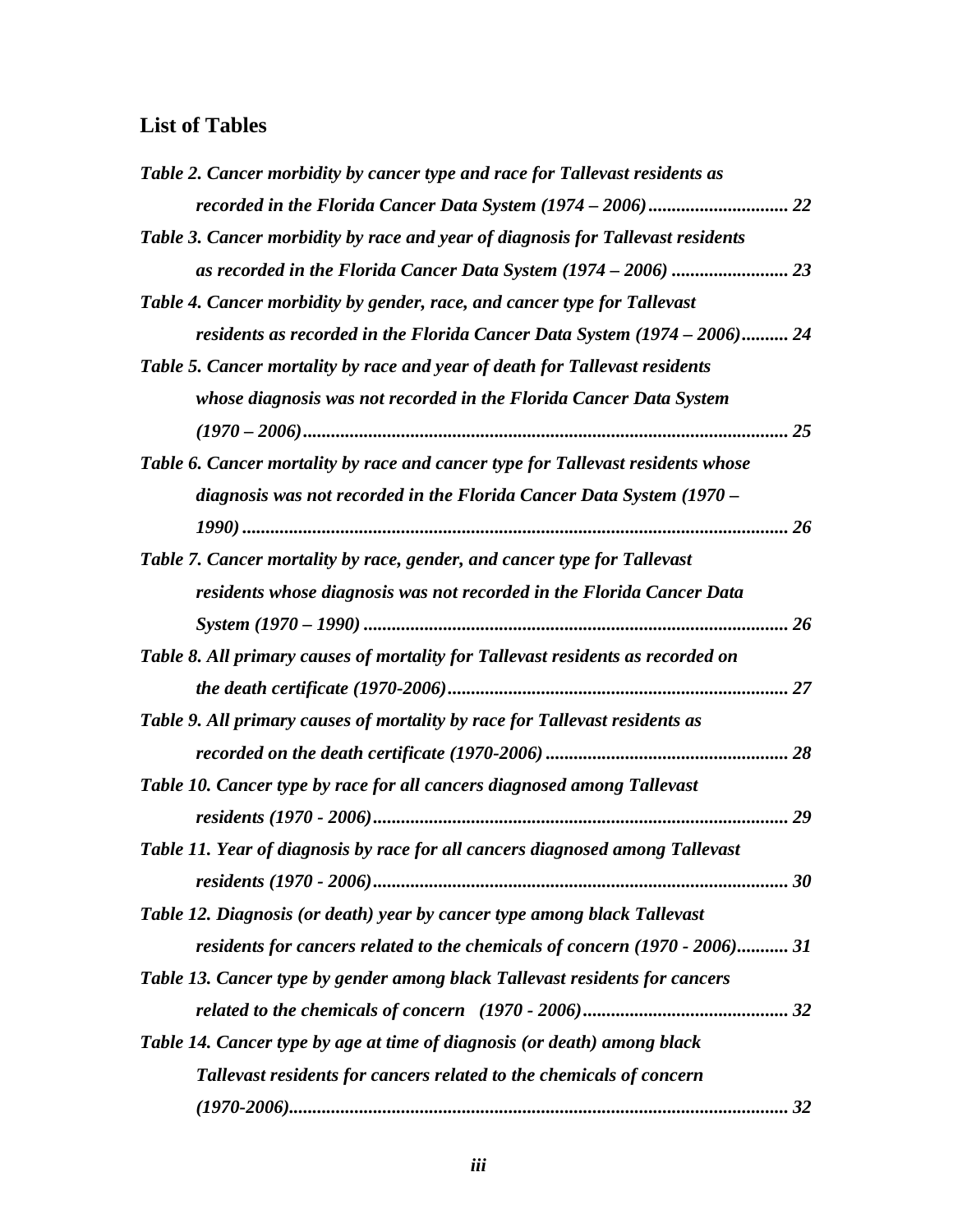## List of Tables

*Table 2. Cancer morbidity by cancer type and race for Tallevast residents as recorded in the Florida Cancer Data System (1974 – 2006)* ............................. *22*

*Table 3. Cancer morbidity by race and year of diagnosis for Tallevast residents as recorded in the Florida Cancer Data System (1974 – 2006)* ......................... *23*

*Table 4. Cancer morbidity by gender, race, and cancer type for Tallevast residents as recorded in the Florida Cancer Data System (1974 – 2006)*.......... *24*

*Table 5. Cancer mortality by race and year of death for Tallevast residents whose diagnosis was not recorded in the Florida Cancer Data System (1970 – 2006)*........................................................................................................ *25*

*Table 6. Cancer mortality by race and cancer type for Tallevast residents whose diagnosis was not recorded in the Florida Cancer Data System (1970 – 1990)*.................................................................................................................... *26*

*Table 7. Cancer mortality by race, gender, and cancer type for Tallevast residents whose diagnosis was not recorded in the Florida Cancer Data System (1970 – 1990)* .......................................................................................... *26*

*Table 8. All primary causes of mortality for Tallevast residents as recorded on the death certificate (1970-2006)*........................................................................ *27*

*Table 9. All primary causes of mortality by race for Tallevast residents as recorded on the death certificate (1970-2006)* .................................................... *28*

*Table 10. Cancer type by race for all cancers diagnosed among Tallevast residents (1970 - 2006)*........................................................................................ *29*

*Table 11. Year of diagnosis by race for all cancers diagnosed among Tallevast residents (1970 - 2006)*........................................................................................ *30*

*Table 12. Diagnosis (or death) year by cancer type among black Tallevast residents for cancers related to the chemicals of concern (1970 - 2006)*........... *31*

*Table 13. Cancer type by gender among black Tallevast residents for cancers related to the chemicals of concern (1970 - 2006)*............................................ *32*

*Table 14. Cancer type by age at time of diagnosis (or death) among black Tallevast residents for cancers related to the chemicals of concern (1970-2006)*........................................................................................................... *32*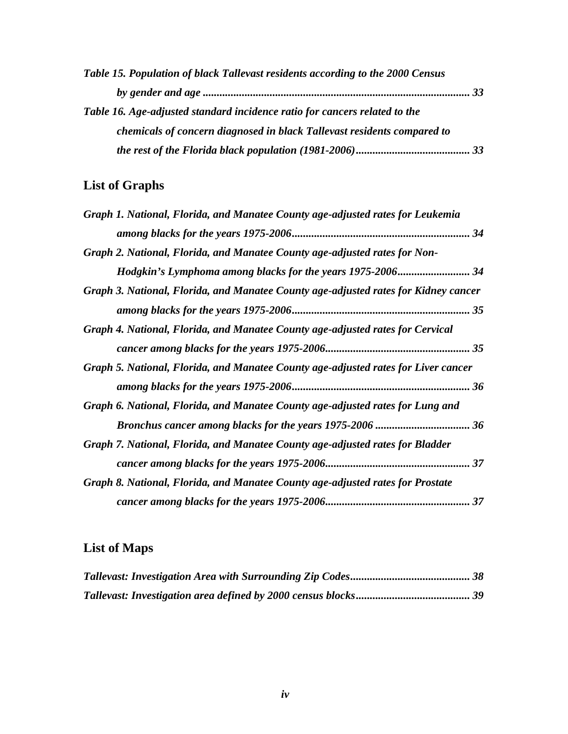*Table 15. Population of black Tallevast residents according to the 2000 Census by gender and age ................................................................................................ 33*

*Table 16. Age-adjusted standard incidence ratio for cancers related to the chemicals of concern diagnosed in black Tallevast residents compared to the rest of the Florida black population (1981-2006)......................................... 33*

## List of Graphs

*Graph 1. National, Florida, and Manatee County age-adjusted rates for Leukemia among blacks for the years 1975-2006................................................................ 34*

*Graph 2. National, Florida, and Manatee County age-adjusted rates for Non-Hodgkin's Lymphoma among blacks for the years 1975-2006.......................... 34*

*Graph 3. National, Florida, and Manatee County age-adjusted rates for Kidney cancer among blacks for the years 1975-2006................................................................ 35*

*Graph 4. National, Florida, and Manatee County age-adjusted rates for Cervical cancer among blacks for the years 1975-2006.................................................... 35*

*Graph 5. National, Florida, and Manatee County age-adjusted rates for Liver cancer among blacks for the years 1975-2006................................................................ 36*

*Graph 6. National, Florida, and Manatee County age-adjusted rates for Lung and Bronchus cancer among blacks for the years 1975-2006 .................................. 36*

*Graph 7. National, Florida, and Manatee County age-adjusted rates for Bladder cancer among blacks for the years 1975-2006.................................................... 37*

*Graph 8. National, Florida, and Manatee County age-adjusted rates for Prostate cancer among blacks for the years 1975-2006.................................................... 37*

## List of Maps

*Tallevast: Investigation Area with Surrounding Zip Codes........................................... 38*

*Tallevast: Investigation area defined by 2000 census blocks......................................... 39*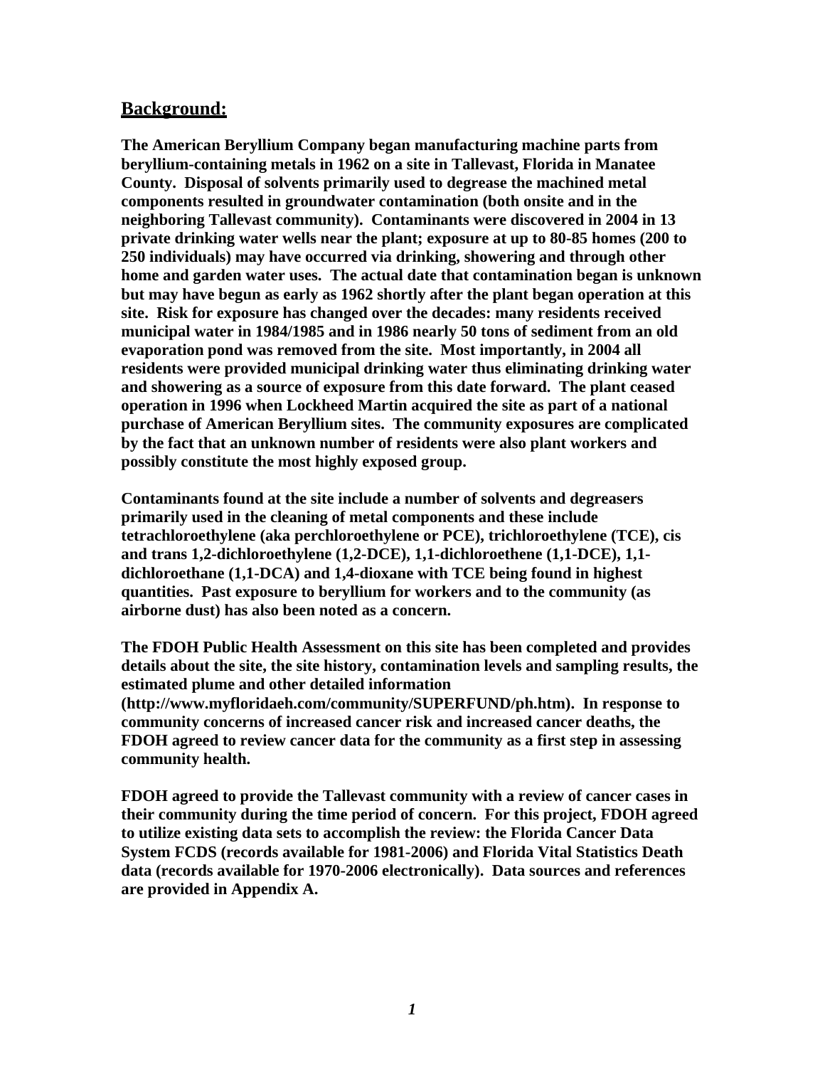## Background:

**The American Beryllium Company began manufacturing machine parts from beryllium-containing metals in 1962 on a site in Tallevast, Florida in Manatee County. Disposal of solvents primarily used to degrease the machined metal components resulted in groundwater contamination (both onsite and in the neighboring Tallevast community). Contaminants were discovered in 2004 in 13 private drinking water wells near the plant; exposure at up to 80-85 homes (200 to 250 individuals) may have occurred via drinking, showering and through other home and garden water uses. The actual date that contamination began is unknown but may have begun as early as 1962 shortly after the plant began operation at this site. Risk for exposure has changed over the decades: many residents received municipal water in 1984/1985 and in 1986 nearly 50 tons of sediment from an old evaporation pond was removed from the site. Most importantly, in 2004 all residents were provided municipal drinking water thus eliminating drinking water and showering as a source of exposure from this date forward. The plant ceased operation in 1996 when Lockheed Martin acquired the site as part of a national purchase of American Beryllium sites. The community exposures are complicated by the fact that an unknown number of residents were also plant workers and possibly constitute the most highly exposed group.**

**Contaminants found at the site include a number of solvents and degreasers primarily used in the cleaning of metal components and these include tetrachloroethylene (aka perchloroethylene or PCE), trichloroethylene (TCE), cis and trans 1,2-dichloroethylene (1,2-DCE), 1,1-dichloroethene (1,1-DCE), 1,1-dichloroethane (1,1-DCA) and 1,4-dioxane with TCE being found in highest quantities. Past exposure to beryllium for workers and to the community (as airborne dust) has also been noted as a concern.**

**The FDOH Public Health Assessment on this site has been completed and provides details about the site, the site history, contamination levels and sampling results, the estimated plume and other detailed information (http://www.myfloridaeh.com/community/SUPERFUND/ph.htm). In response to community concerns of increased cancer risk and increased cancer deaths, the FDOH agreed to review cancer data for the community as a first step in assessing community health.**

**FDOH agreed to provide the Tallevast community with a review of cancer cases in their community during the time period of concern. For this project, FDOH agreed to utilize existing data sets to accomplish the review: the Florida Cancer Data System FCDS (records available for 1981-2006) and Florida Vital Statistics Death data (records available for 1970-2006 electronically). Data sources and references are provided in Appendix A.**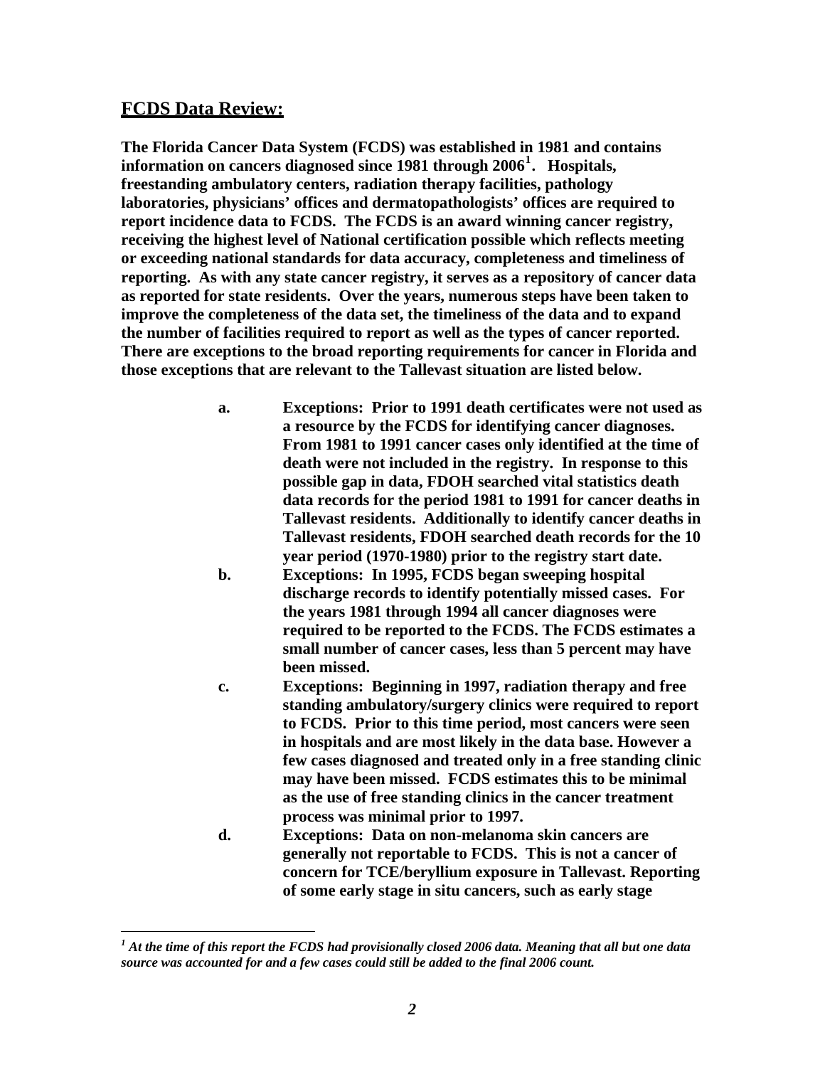## FCDS Data Review:

**The Florida Cancer Data System (FCDS) was established in 1981 and contains information on cancers diagnosed since 1981 through 2006[1]. Hospitals, freestanding ambulatory centers, radiation therapy facilities, pathology laboratories, physicians' offices and dermatopathologists' offices are required to report incidence data to FCDS. The FCDS is an award winning cancer registry, receiving the highest level of National certification possible which reflects meeting or exceeding national standards for data accuracy, completeness and timeliness of reporting. As with any state cancer registry, it serves as a repository of cancer data as reported for state residents. Over the years, numerous steps have been taken to improve the completeness of the data set, the timeliness of the data and to expand the number of facilities required to report as well as the types of cancer reported. There are exceptions to the broad reporting requirements for cancer in Florida and those exceptions that are relevant to the Tallevast situation are listed below.**

- **a. Exceptions: Prior to 1991 death certificates were not used as a resource by the FCDS for identifying cancer diagnoses. From 1981 to 1991 cancer cases only identified at the time of death were not included in the registry. In response to this possible gap in data, FDOH searched vital statistics death data records for the period 1981 to 1991 for cancer deaths in Tallevast residents. Additionally to identify cancer deaths in Tallevast residents, FDOH searched death records for the 10 year period (1970-1980) prior to the registry start date.**
- **b. Exceptions: In 1995, FCDS began sweeping hospital discharge records to identify potentially missed cases. For the years 1981 through 1994 all cancer diagnoses were required to be reported to the FCDS. The FCDS estimates a small number of cancer cases, less than 5 percent may have been missed.**
- **c. Exceptions: Beginning in 1997, radiation therapy and free standing ambulatory/surgery clinics were required to report to FCDS. Prior to this time period, most cancers were seen in hospitals and are most likely in the data base. However a few cases diagnosed and treated only in a free standing clinic may have been missed. FCDS estimates this to be minimal as the use of free standing clinics in the cancer treatment process was minimal prior to 1997.**
- **d. Exceptions: Data on non-melanoma skin cancers are generally not reportable to FCDS. This is not a cancer of concern for TCE/beryllium exposure in Tallevast. Reporting of some early stage in situ cancers, such as early stage**

***[1] At the time of this report the FCDS had provisionally closed 2006 data. Meaning that all but one data source was accounted for and a few cases could still be added to the final 2006 count.***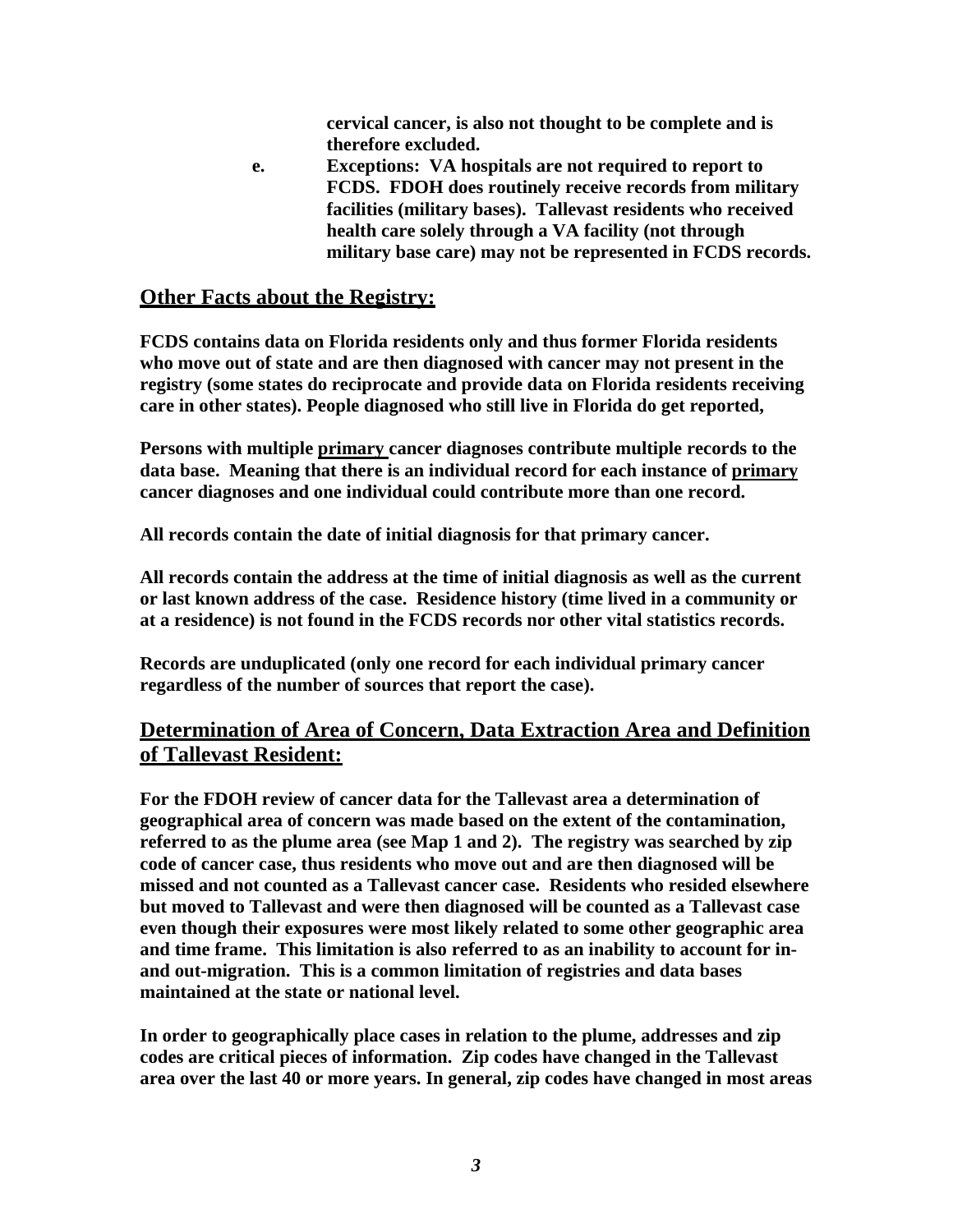cervical cancer, is also not thought to be complete and is therefore excluded.

e. Exceptions: VA hospitals are not required to report to FCDS. FDOH does routinely receive records from military facilities (military bases). Tallevast residents who received health care solely through a VA facility (not through military base care) may not be represented in FCDS records.

## Other Facts about the Registry:

FCDS contains data on Florida residents only and thus former Florida residents who move out of state and are then diagnosed with cancer may not present in the registry (some states do reciprocate and provide data on Florida residents receiving care in other states). People diagnosed who still live in Florida do get reported,

Persons with multiple primary cancer diagnoses contribute multiple records to the data base. Meaning that there is an individual record for each instance of primary cancer diagnoses and one individual could contribute more than one record.

All records contain the date of initial diagnosis for that primary cancer.

All records contain the address at the time of initial diagnosis as well as the current or last known address of the case. Residence history (time lived in a community or at a residence) is not found in the FCDS records nor other vital statistics records.

Records are unduplicated (only one record for each individual primary cancer regardless of the number of sources that report the case).

## Determination of Area of Concern, Data Extraction Area and Definition of Tallevast Resident:

For the FDOH review of cancer data for the Tallevast area a determination of geographical area of concern was made based on the extent of the contamination, referred to as the plume area (see Map 1 and 2). The registry was searched by zip code of cancer case, thus residents who move out and are then diagnosed will be missed and not counted as a Tallevast cancer case. Residents who resided elsewhere but moved to Tallevast and were then diagnosed will be counted as a Tallevast case even though their exposures were most likely related to some other geographic area and time frame. This limitation is also referred to as an inability to account for in- and out-migration. This is a common limitation of registries and data bases maintained at the state or national level.

In order to geographically place cases in relation to the plume, addresses and zip codes are critical pieces of information. Zip codes have changed in the Tallevast area over the last 40 or more years. In general, zip codes have changed in most areas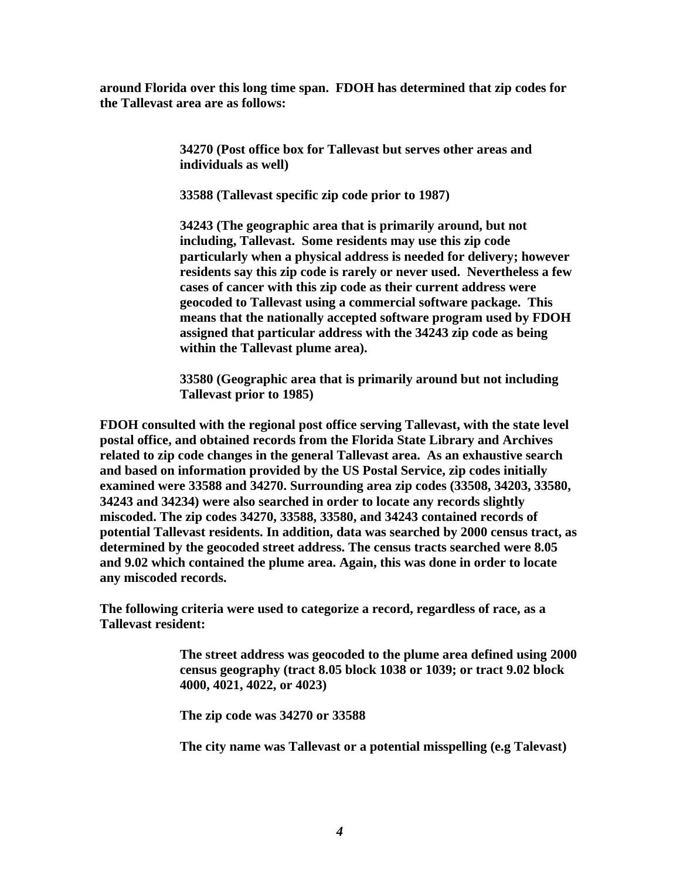**around Florida over this long time span. FDOH has determined that zip codes for the Tallevast area are as follows:**

> **34270 (Post office box for Tallevast but serves other areas and individuals as well)**
>
> **33588 (Tallevast specific zip code prior to 1987)**
>
> **34243 (The geographic area that is primarily around, but not including, Tallevast. Some residents may use this zip code particularly when a physical address is needed for delivery; however residents say this zip code is rarely or never used. Nevertheless a few cases of cancer with this zip code as their current address were geocoded to Tallevast using a commercial software package. This means that the nationally accepted software program used by FDOH assigned that particular address with the 34243 zip code as being within the Tallevast plume area).**
>
> **33580 (Geographic area that is primarily around but not including Tallevast prior to 1985)**

**FDOH consulted with the regional post office serving Tallevast, with the state level postal office, and obtained records from the Florida State Library and Archives related to zip code changes in the general Tallevast area. As an exhaustive search and based on information provided by the US Postal Service, zip codes initially examined were 33588 and 34270. Surrounding area zip codes (33508, 34203, 33580, 34243 and 34234) were also searched in order to locate any records slightly miscoded. The zip codes 34270, 33588, 33580, and 34243 contained records of potential Tallevast residents. In addition, data was searched by 2000 census tract, as determined by the geocoded street address. The census tracts searched were 8.05 and 9.02 which contained the plume area. Again, this was done in order to locate any miscoded records.**

**The following criteria were used to categorize a record, regardless of race, as a Tallevast resident:**

> **The street address was geocoded to the plume area defined using 2000 census geography (tract 8.05 block 1038 or 1039; or tract 9.02 block 4000, 4021, 4022, or 4023)**
>
> **The zip code was 34270 or 33588**
>
> **The city name was Tallevast or a potential misspelling (e.g Talevast)**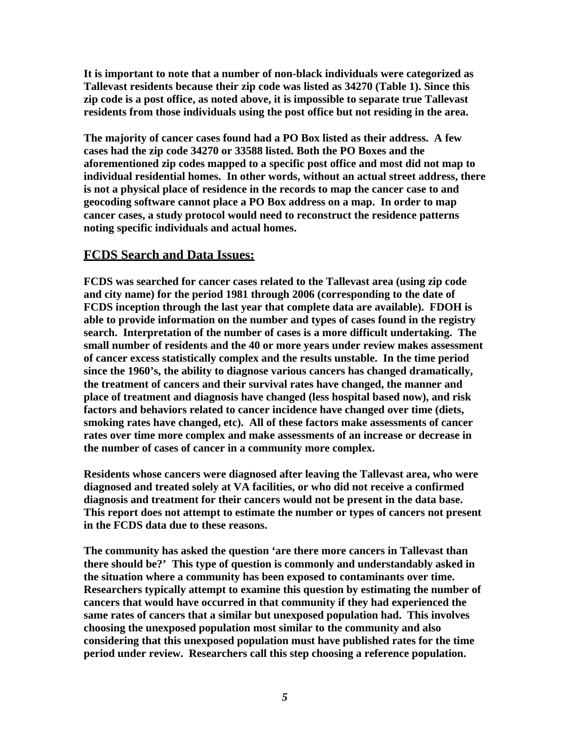**It is important to note that a number of non-black individuals were categorized as Tallevast residents because their zip code was listed as 34270 (Table 1). Since this zip code is a post office, as noted above, it is impossible to separate true Tallevast residents from those individuals using the post office but not residing in the area.**

**The majority of cancer cases found had a PO Box listed as their address. A few cases had the zip code 34270 or 33588 listed. Both the PO Boxes and the aforementioned zip codes mapped to a specific post office and most did not map to individual residential homes. In other words, without an actual street address, there is not a physical place of residence in the records to map the cancer case to and geocoding software cannot place a PO Box address on a map. In order to map cancer cases, a study protocol would need to reconstruct the residence patterns noting specific individuals and actual homes.**

## FCDS Search and Data Issues:

**FCDS was searched for cancer cases related to the Tallevast area (using zip code and city name) for the period 1981 through 2006 (corresponding to the date of FCDS inception through the last year that complete data are available). FDOH is able to provide information on the number and types of cases found in the registry search. Interpretation of the number of cases is a more difficult undertaking. The small number of residents and the 40 or more years under review makes assessment of cancer excess statistically complex and the results unstable. In the time period since the 1960's, the ability to diagnose various cancers has changed dramatically, the treatment of cancers and their survival rates have changed, the manner and place of treatment and diagnosis have changed (less hospital based now), and risk factors and behaviors related to cancer incidence have changed over time (diets, smoking rates have changed, etc). All of these factors make assessments of cancer rates over time more complex and make assessments of an increase or decrease in the number of cases of cancer in a community more complex.**

**Residents whose cancers were diagnosed after leaving the Tallevast area, who were diagnosed and treated solely at VA facilities, or who did not receive a confirmed diagnosis and treatment for their cancers would not be present in the data base. This report does not attempt to estimate the number or types of cancers not present in the FCDS data due to these reasons.**

**The community has asked the question 'are there more cancers in Tallevast than there should be?' This type of question is commonly and understandably asked in the situation where a community has been exposed to contaminants over time. Researchers typically attempt to examine this question by estimating the number of cancers that would have occurred in that community if they had experienced the same rates of cancers that a similar but unexposed population had. This involves choosing the unexposed population most similar to the community and also considering that this unexposed population must have published rates for the time period under review. Researchers call this step choosing a reference population.**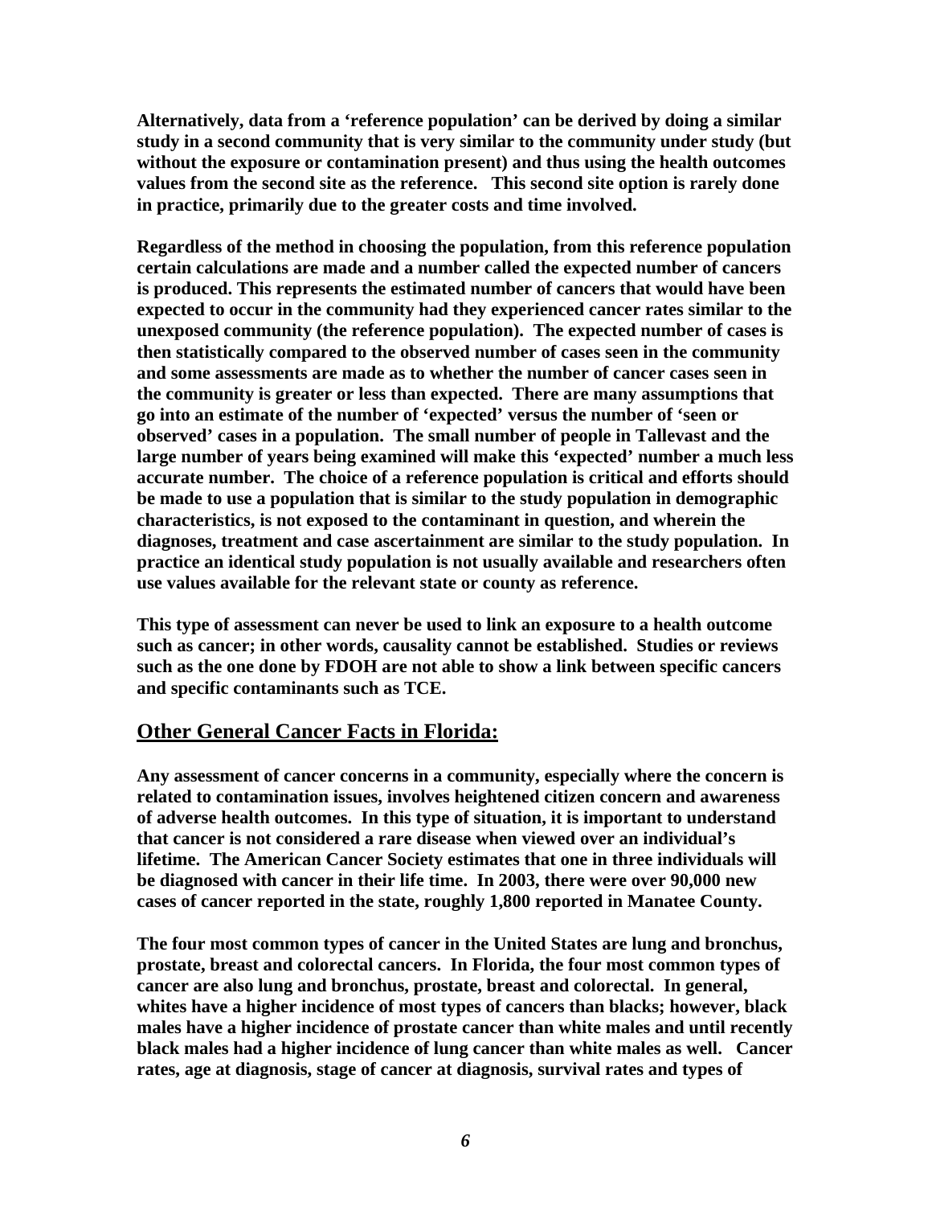**Alternatively, data from a 'reference population' can be derived by doing a similar study in a second community that is very similar to the community under study (but without the exposure or contamination present) and thus using the health outcomes values from the second site as the reference. This second site option is rarely done in practice, primarily due to the greater costs and time involved.**

**Regardless of the method in choosing the population, from this reference population certain calculations are made and a number called the expected number of cancers is produced. This represents the estimated number of cancers that would have been expected to occur in the community had they experienced cancer rates similar to the unexposed community (the reference population). The expected number of cases is then statistically compared to the observed number of cases seen in the community and some assessments are made as to whether the number of cancer cases seen in the community is greater or less than expected. There are many assumptions that go into an estimate of the number of 'expected' versus the number of 'seen or observed' cases in a population. The small number of people in Tallevast and the large number of years being examined will make this 'expected' number a much less accurate number. The choice of a reference population is critical and efforts should be made to use a population that is similar to the study population in demographic characteristics, is not exposed to the contaminant in question, and wherein the diagnoses, treatment and case ascertainment are similar to the study population. In practice an identical study population is not usually available and researchers often use values available for the relevant state or county as reference.**

**This type of assessment can never be used to link an exposure to a health outcome such as cancer; in other words, causality cannot be established. Studies or reviews such as the one done by FDOH are not able to show a link between specific cancers and specific contaminants such as TCE.**

## Other General Cancer Facts in Florida:

**Any assessment of cancer concerns in a community, especially where the concern is related to contamination issues, involves heightened citizen concern and awareness of adverse health outcomes. In this type of situation, it is important to understand that cancer is not considered a rare disease when viewed over an individual's lifetime. The American Cancer Society estimates that one in three individuals will be diagnosed with cancer in their life time. In 2003, there were over 90,000 new cases of cancer reported in the state, roughly 1,800 reported in Manatee County.**

**The four most common types of cancer in the United States are lung and bronchus, prostate, breast and colorectal cancers. In Florida, the four most common types of cancer are also lung and bronchus, prostate, breast and colorectal. In general, whites have a higher incidence of most types of cancers than blacks; however, black males have a higher incidence of prostate cancer than white males and until recently black males had a higher incidence of lung cancer than white males as well. Cancer rates, age at diagnosis, stage of cancer at diagnosis, survival rates and types of**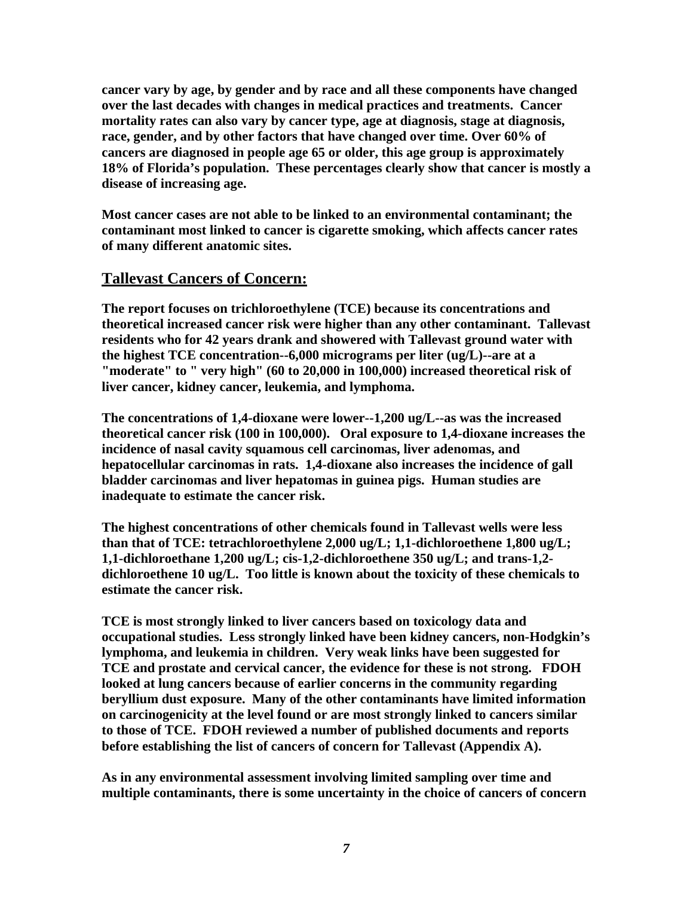**cancer vary by age, by gender and by race and all these components have changed over the last decades with changes in medical practices and treatments. Cancer mortality rates can also vary by cancer type, age at diagnosis, stage at diagnosis, race, gender, and by other factors that have changed over time. Over 60% of cancers are diagnosed in people age 65 or older, this age group is approximately 18% of Florida's population. These percentages clearly show that cancer is mostly a disease of increasing age.**

**Most cancer cases are not able to be linked to an environmental contaminant; the contaminant most linked to cancer is cigarette smoking, which affects cancer rates of many different anatomic sites.**

## Tallevast Cancers of Concern:

**The report focuses on trichloroethylene (TCE) because its concentrations and theoretical increased cancer risk were higher than any other contaminant. Tallevast residents who for 42 years drank and showered with Tallevast ground water with the highest TCE concentration--6,000 micrograms per liter (ug/L)--are at a "moderate" to " very high" (60 to 20,000 in 100,000) increased theoretical risk of liver cancer, kidney cancer, leukemia, and lymphoma.**

**The concentrations of 1,4-dioxane were lower--1,200 ug/L--as was the increased theoretical cancer risk (100 in 100,000). Oral exposure to 1,4-dioxane increases the incidence of nasal cavity squamous cell carcinomas, liver adenomas, and hepatocellular carcinomas in rats. 1,4-dioxane also increases the incidence of gall bladder carcinomas and liver hepatomas in guinea pigs. Human studies are inadequate to estimate the cancer risk.**

**The highest concentrations of other chemicals found in Tallevast wells were less than that of TCE: tetrachloroethylene 2,000 ug/L; 1,1-dichloroethene 1,800 ug/L; 1,1-dichloroethane 1,200 ug/L; cis-1,2-dichloroethene 350 ug/L; and trans-1,2-dichloroethene 10 ug/L. Too little is known about the toxicity of these chemicals to estimate the cancer risk.**

**TCE is most strongly linked to liver cancers based on toxicology data and occupational studies. Less strongly linked have been kidney cancers, non-Hodgkin's lymphoma, and leukemia in children. Very weak links have been suggested for TCE and prostate and cervical cancer, the evidence for these is not strong. FDOH looked at lung cancers because of earlier concerns in the community regarding beryllium dust exposure. Many of the other contaminants have limited information on carcinogenicity at the level found or are most strongly linked to cancers similar to those of TCE. FDOH reviewed a number of published documents and reports before establishing the list of cancers of concern for Tallevast (Appendix A).**

**As in any environmental assessment involving limited sampling over time and multiple contaminants, there is some uncertainty in the choice of cancers of concern**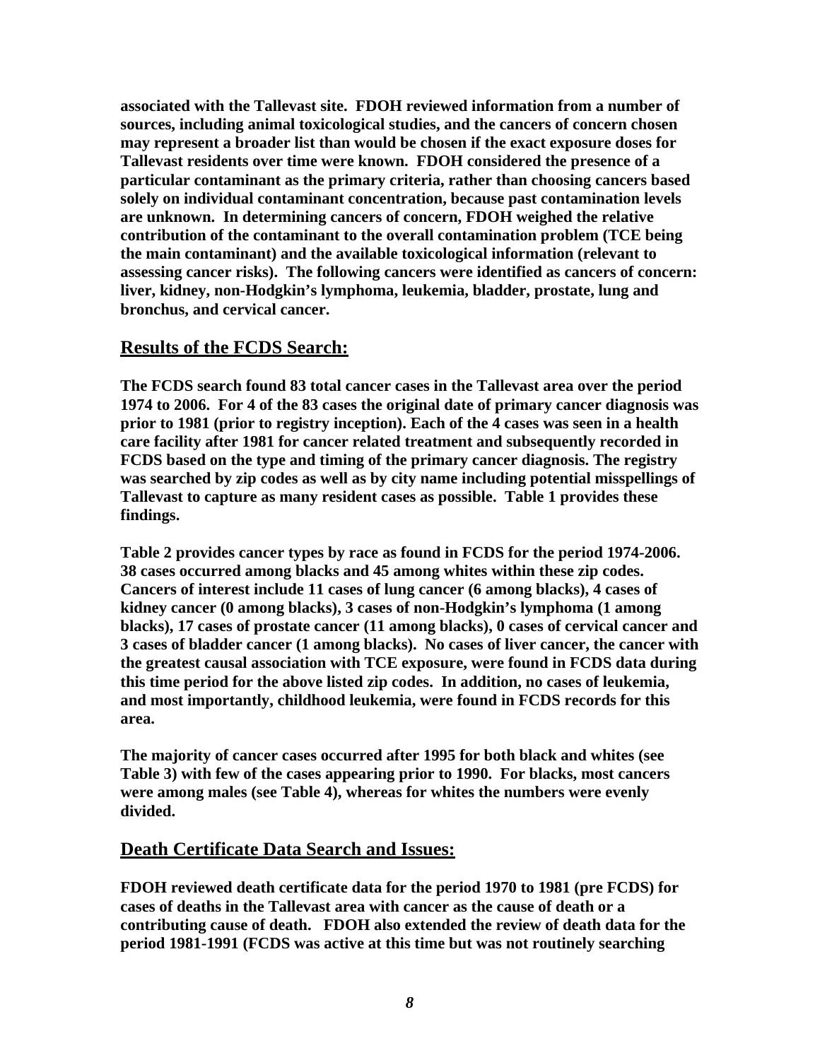**associated with the Tallevast site. FDOH reviewed information from a number of sources, including animal toxicological studies, and the cancers of concern chosen may represent a broader list than would be chosen if the exact exposure doses for Tallevast residents over time were known. FDOH considered the presence of a particular contaminant as the primary criteria, rather than choosing cancers based solely on individual contaminant concentration, because past contamination levels are unknown. In determining cancers of concern, FDOH weighed the relative contribution of the contaminant to the overall contamination problem (TCE being the main contaminant) and the available toxicological information (relevant to assessing cancer risks). The following cancers were identified as cancers of concern: liver, kidney, non-Hodgkin's lymphoma, leukemia, bladder, prostate, lung and bronchus, and cervical cancer.**

## Results of the FCDS Search:

**The FCDS search found 83 total cancer cases in the Tallevast area over the period 1974 to 2006. For 4 of the 83 cases the original date of primary cancer diagnosis was prior to 1981 (prior to registry inception). Each of the 4 cases was seen in a health care facility after 1981 for cancer related treatment and subsequently recorded in FCDS based on the type and timing of the primary cancer diagnosis. The registry was searched by zip codes as well as by city name including potential misspellings of Tallevast to capture as many resident cases as possible. Table 1 provides these findings.**

**Table 2 provides cancer types by race as found in FCDS for the period 1974-2006. 38 cases occurred among blacks and 45 among whites within these zip codes. Cancers of interest include 11 cases of lung cancer (6 among blacks), 4 cases of kidney cancer (0 among blacks), 3 cases of non-Hodgkin's lymphoma (1 among blacks), 17 cases of prostate cancer (11 among blacks), 0 cases of cervical cancer and 3 cases of bladder cancer (1 among blacks). No cases of liver cancer, the cancer with the greatest causal association with TCE exposure, were found in FCDS data during this time period for the above listed zip codes. In addition, no cases of leukemia, and most importantly, childhood leukemia, were found in FCDS records for this area.**

**The majority of cancer cases occurred after 1995 for both black and whites (see Table 3) with few of the cases appearing prior to 1990. For blacks, most cancers were among males (see Table 4), whereas for whites the numbers were evenly divided.**

## Death Certificate Data Search and Issues:

**FDOH reviewed death certificate data for the period 1970 to 1981 (pre FCDS) for cases of deaths in the Tallevast area with cancer as the cause of death or a contributing cause of death. FDOH also extended the review of death data for the period 1981-1991 (FCDS was active at this time but was not routinely searching**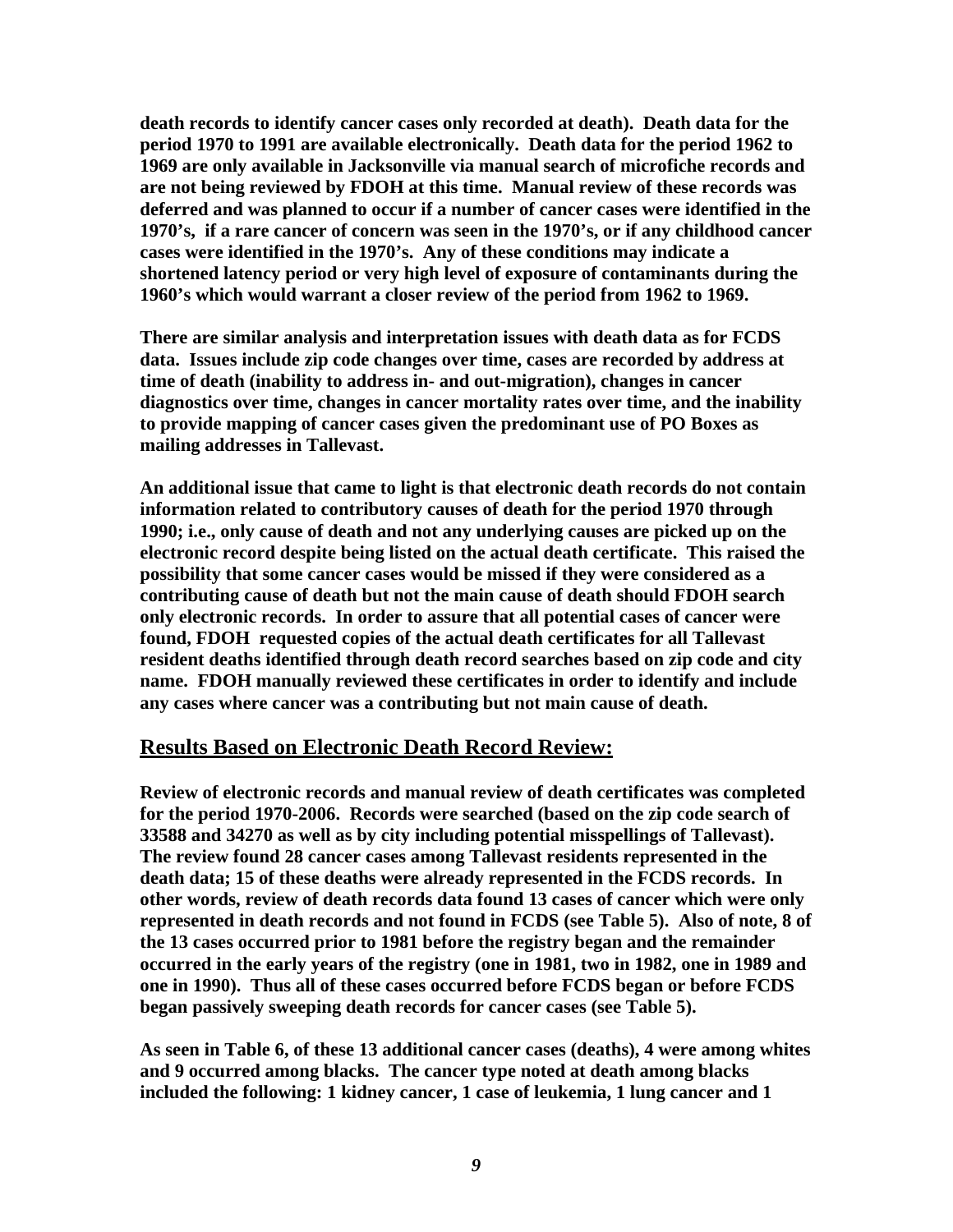**death records to identify cancer cases only recorded at death). Death data for the period 1970 to 1991 are available electronically. Death data for the period 1962 to 1969 are only available in Jacksonville via manual search of microfiche records and are not being reviewed by FDOH at this time. Manual review of these records was deferred and was planned to occur if a number of cancer cases were identified in the 1970's, if a rare cancer of concern was seen in the 1970's, or if any childhood cancer cases were identified in the 1970's. Any of these conditions may indicate a shortened latency period or very high level of exposure of contaminants during the 1960's which would warrant a closer review of the period from 1962 to 1969.**

**There are similar analysis and interpretation issues with death data as for FCDS data. Issues include zip code changes over time, cases are recorded by address at time of death (inability to address in- and out-migration), changes in cancer diagnostics over time, changes in cancer mortality rates over time, and the inability to provide mapping of cancer cases given the predominant use of PO Boxes as mailing addresses in Tallevast.**

**An additional issue that came to light is that electronic death records do not contain information related to contributory causes of death for the period 1970 through 1990; i.e., only cause of death and not any underlying causes are picked up on the electronic record despite being listed on the actual death certificate. This raised the possibility that some cancer cases would be missed if they were considered as a contributing cause of death but not the main cause of death should FDOH search only electronic records. In order to assure that all potential cases of cancer were found, FDOH requested copies of the actual death certificates for all Tallevast resident deaths identified through death record searches based on zip code and city name. FDOH manually reviewed these certificates in order to identify and include any cases where cancer was a contributing but not main cause of death.**

## Results Based on Electronic Death Record Review:

**Review of electronic records and manual review of death certificates was completed for the period 1970-2006. Records were searched (based on the zip code search of 33588 and 34270 as well as by city including potential misspellings of Tallevast). The review found 28 cancer cases among Tallevast residents represented in the death data; 15 of these deaths were already represented in the FCDS records. In other words, review of death records data found 13 cases of cancer which were only represented in death records and not found in FCDS (see Table 5). Also of note, 8 of the 13 cases occurred prior to 1981 before the registry began and the remainder occurred in the early years of the registry (one in 1981, two in 1982, one in 1989 and one in 1990). Thus all of these cases occurred before FCDS began or before FCDS began passively sweeping death records for cancer cases (see Table 5).**

**As seen in Table 6, of these 13 additional cancer cases (deaths), 4 were among whites and 9 occurred among blacks. The cancer type noted at death among blacks included the following: 1 kidney cancer, 1 case of leukemia, 1 lung cancer and 1**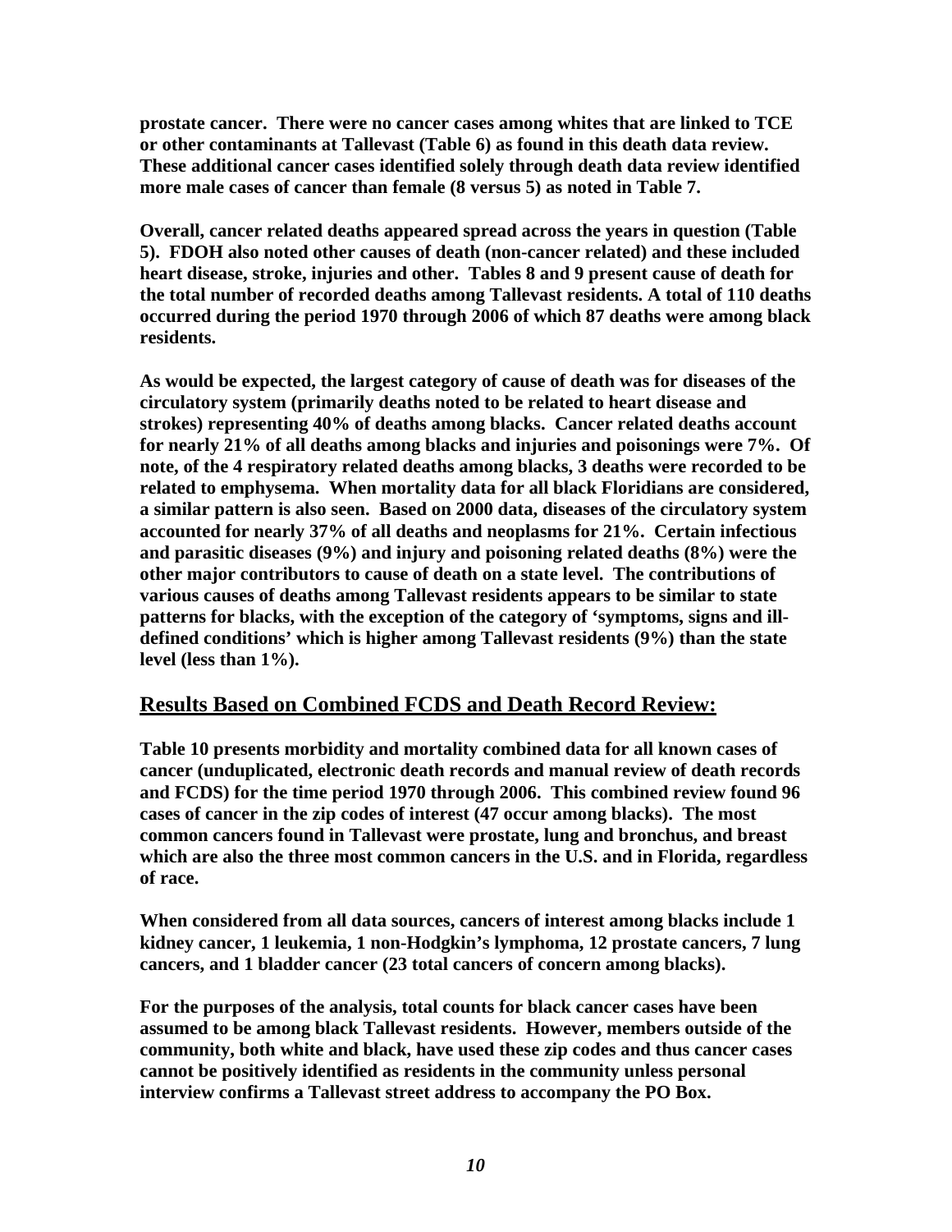**prostate cancer. There were no cancer cases among whites that are linked to TCE or other contaminants at Tallevast (Table 6) as found in this death data review. These additional cancer cases identified solely through death data review identified more male cases of cancer than female (8 versus 5) as noted in Table 7.**

**Overall, cancer related deaths appeared spread across the years in question (Table 5). FDOH also noted other causes of death (non-cancer related) and these included heart disease, stroke, injuries and other. Tables 8 and 9 present cause of death for the total number of recorded deaths among Tallevast residents. A total of 110 deaths occurred during the period 1970 through 2006 of which 87 deaths were among black residents.**

**As would be expected, the largest category of cause of death was for diseases of the circulatory system (primarily deaths noted to be related to heart disease and strokes) representing 40% of deaths among blacks. Cancer related deaths account for nearly 21% of all deaths among blacks and injuries and poisonings were 7%. Of note, of the 4 respiratory related deaths among blacks, 3 deaths were recorded to be related to emphysema. When mortality data for all black Floridians are considered, a similar pattern is also seen. Based on 2000 data, diseases of the circulatory system accounted for nearly 37% of all deaths and neoplasms for 21%. Certain infectious and parasitic diseases (9%) and injury and poisoning related deaths (8%) were the other major contributors to cause of death on a state level. The contributions of various causes of deaths among Tallevast residents appears to be similar to state patterns for blacks, with the exception of the category of 'symptoms, signs and ill-defined conditions' which is higher among Tallevast residents (9%) than the state level (less than 1%).**

## Results Based on Combined FCDS and Death Record Review:

**Table 10 presents morbidity and mortality combined data for all known cases of cancer (unduplicated, electronic death records and manual review of death records and FCDS) for the time period 1970 through 2006. This combined review found 96 cases of cancer in the zip codes of interest (47 occur among blacks). The most common cancers found in Tallevast were prostate, lung and bronchus, and breast which are also the three most common cancers in the U.S. and in Florida, regardless of race.**

**When considered from all data sources, cancers of interest among blacks include 1 kidney cancer, 1 leukemia, 1 non-Hodgkin's lymphoma, 12 prostate cancers, 7 lung cancers, and 1 bladder cancer (23 total cancers of concern among blacks).**

**For the purposes of the analysis, total counts for black cancer cases have been assumed to be among black Tallevast residents. However, members outside of the community, both white and black, have used these zip codes and thus cancer cases cannot be positively identified as residents in the community unless personal interview confirms a Tallevast street address to accompany the PO Box.**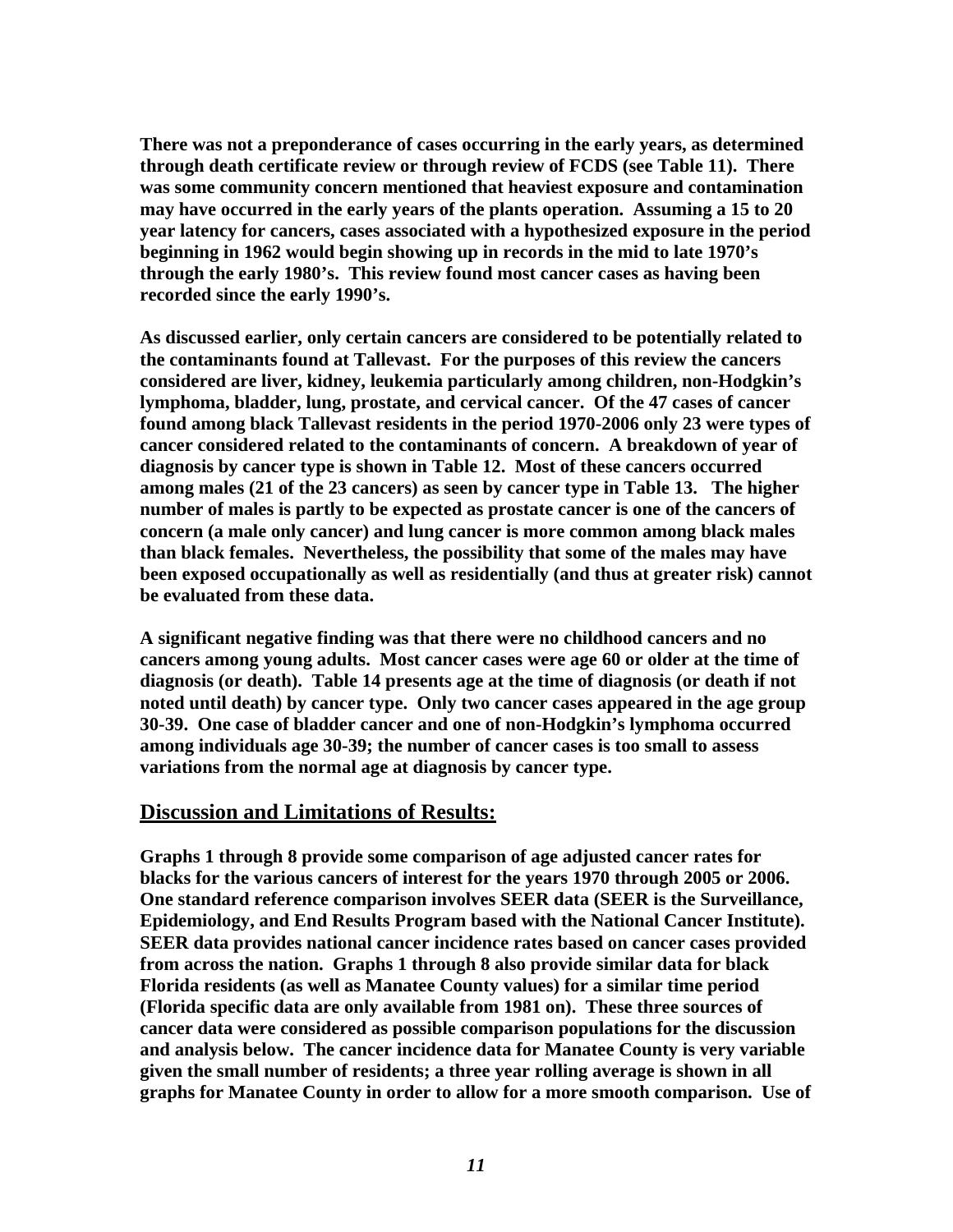**There was not a preponderance of cases occurring in the early years, as determined through death certificate review or through review of FCDS (see Table 11). There was some community concern mentioned that heaviest exposure and contamination may have occurred in the early years of the plants operation. Assuming a 15 to 20 year latency for cancers, cases associated with a hypothesized exposure in the period beginning in 1962 would begin showing up in records in the mid to late 1970's through the early 1980's. This review found most cancer cases as having been recorded since the early 1990's.**

**As discussed earlier, only certain cancers are considered to be potentially related to the contaminants found at Tallevast. For the purposes of this review the cancers considered are liver, kidney, leukemia particularly among children, non-Hodgkin's lymphoma, bladder, lung, prostate, and cervical cancer. Of the 47 cases of cancer found among black Tallevast residents in the period 1970-2006 only 23 were types of cancer considered related to the contaminants of concern. A breakdown of year of diagnosis by cancer type is shown in Table 12. Most of these cancers occurred among males (21 of the 23 cancers) as seen by cancer type in Table 13. The higher number of males is partly to be expected as prostate cancer is one of the cancers of concern (a male only cancer) and lung cancer is more common among black males than black females. Nevertheless, the possibility that some of the males may have been exposed occupationally as well as residentially (and thus at greater risk) cannot be evaluated from these data.**

**A significant negative finding was that there were no childhood cancers and no cancers among young adults. Most cancer cases were age 60 or older at the time of diagnosis (or death). Table 14 presents age at the time of diagnosis (or death if not noted until death) by cancer type. Only two cancer cases appeared in the age group 30-39. One case of bladder cancer and one of non-Hodgkin's lymphoma occurred among individuals age 30-39; the number of cancer cases is too small to assess variations from the normal age at diagnosis by cancer type.**

## Discussion and Limitations of Results:

**Graphs 1 through 8 provide some comparison of age adjusted cancer rates for blacks for the various cancers of interest for the years 1970 through 2005 or 2006. One standard reference comparison involves SEER data (SEER is the Surveillance, Epidemiology, and End Results Program based with the National Cancer Institute). SEER data provides national cancer incidence rates based on cancer cases provided from across the nation. Graphs 1 through 8 also provide similar data for black Florida residents (as well as Manatee County values) for a similar time period (Florida specific data are only available from 1981 on). These three sources of cancer data were considered as possible comparison populations for the discussion and analysis below. The cancer incidence data for Manatee County is very variable given the small number of residents; a three year rolling average is shown in all graphs for Manatee County in order to allow for a more smooth comparison. Use of**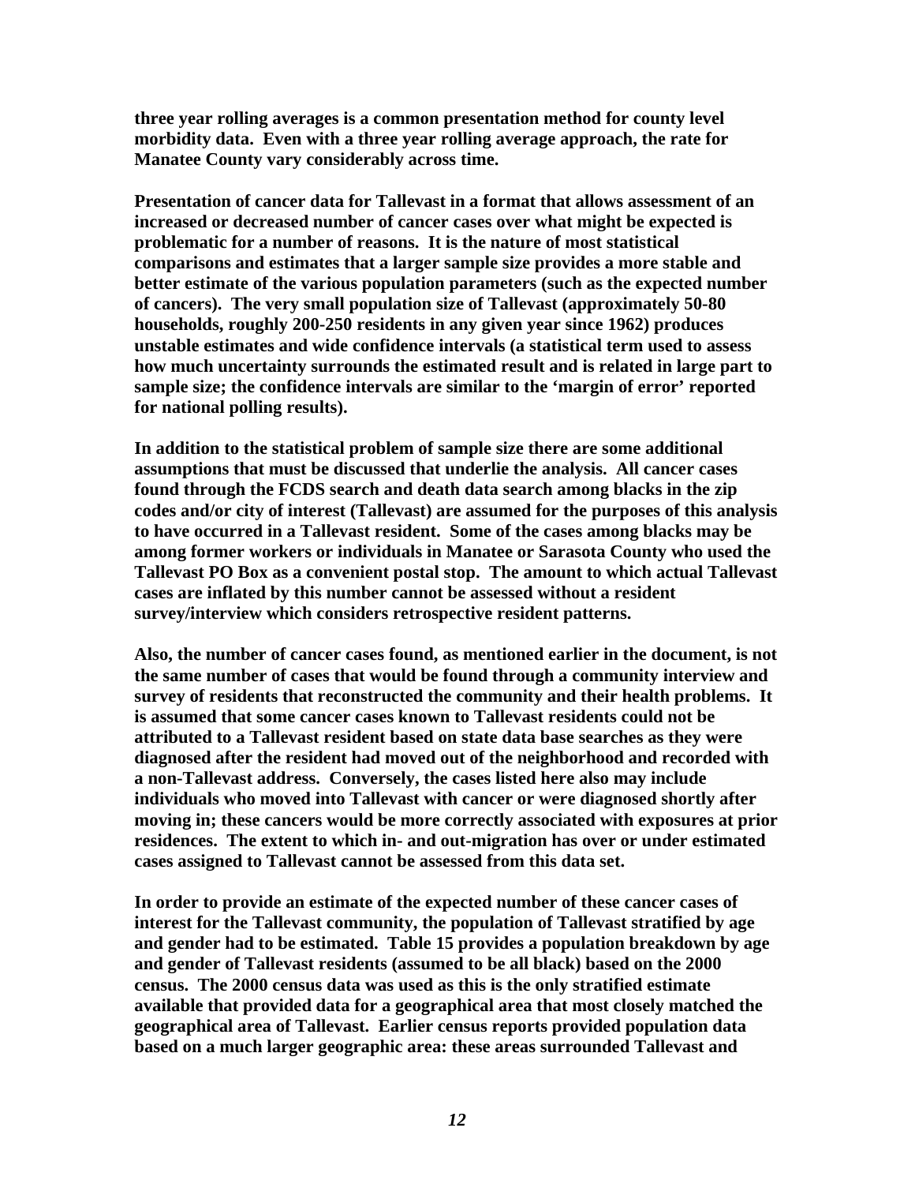**three year rolling averages is a common presentation method for county level morbidity data. Even with a three year rolling average approach, the rate for Manatee County vary considerably across time.**

**Presentation of cancer data for Tallevast in a format that allows assessment of an increased or decreased number of cancer cases over what might be expected is problematic for a number of reasons. It is the nature of most statistical comparisons and estimates that a larger sample size provides a more stable and better estimate of the various population parameters (such as the expected number of cancers). The very small population size of Tallevast (approximately 50-80 households, roughly 200-250 residents in any given year since 1962) produces unstable estimates and wide confidence intervals (a statistical term used to assess how much uncertainty surrounds the estimated result and is related in large part to sample size; the confidence intervals are similar to the 'margin of error' reported for national polling results).**

**In addition to the statistical problem of sample size there are some additional assumptions that must be discussed that underlie the analysis. All cancer cases found through the FCDS search and death data search among blacks in the zip codes and/or city of interest (Tallevast) are assumed for the purposes of this analysis to have occurred in a Tallevast resident. Some of the cases among blacks may be among former workers or individuals in Manatee or Sarasota County who used the Tallevast PO Box as a convenient postal stop. The amount to which actual Tallevast cases are inflated by this number cannot be assessed without a resident survey/interview which considers retrospective resident patterns.**

**Also, the number of cancer cases found, as mentioned earlier in the document, is not the same number of cases that would be found through a community interview and survey of residents that reconstructed the community and their health problems. It is assumed that some cancer cases known to Tallevast residents could not be attributed to a Tallevast resident based on state data base searches as they were diagnosed after the resident had moved out of the neighborhood and recorded with a non-Tallevast address. Conversely, the cases listed here also may include individuals who moved into Tallevast with cancer or were diagnosed shortly after moving in; these cancers would be more correctly associated with exposures at prior residences. The extent to which in- and out-migration has over or under estimated cases assigned to Tallevast cannot be assessed from this data set.**

**In order to provide an estimate of the expected number of these cancer cases of interest for the Tallevast community, the population of Tallevast stratified by age and gender had to be estimated. Table 15 provides a population breakdown by age and gender of Tallevast residents (assumed to be all black) based on the 2000 census. The 2000 census data was used as this is the only stratified estimate available that provided data for a geographical area that most closely matched the geographical area of Tallevast. Earlier census reports provided population data based on a much larger geographic area: these areas surrounded Tallevast and**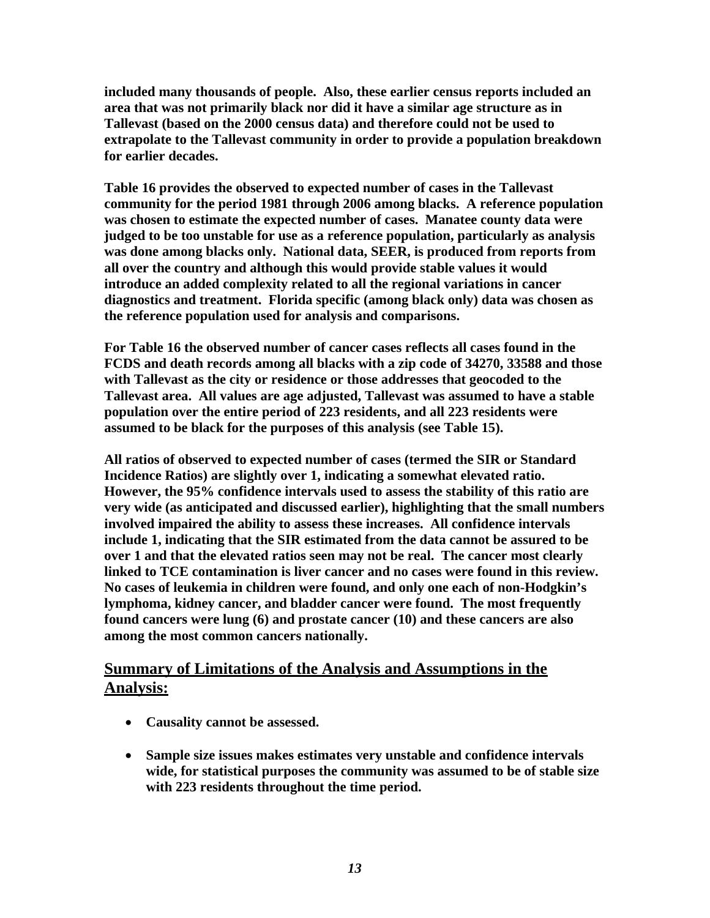**included many thousands of people. Also, these earlier census reports included an area that was not primarily black nor did it have a similar age structure as in Tallevast (based on the 2000 census data) and therefore could not be used to extrapolate to the Tallevast community in order to provide a population breakdown for earlier decades.**

**Table 16 provides the observed to expected number of cases in the Tallevast community for the period 1981 through 2006 among blacks. A reference population was chosen to estimate the expected number of cases. Manatee county data were judged to be too unstable for use as a reference population, particularly as analysis was done among blacks only. National data, SEER, is produced from reports from all over the country and although this would provide stable values it would introduce an added complexity related to all the regional variations in cancer diagnostics and treatment. Florida specific (among black only) data was chosen as the reference population used for analysis and comparisons.**

**For Table 16 the observed number of cancer cases reflects all cases found in the FCDS and death records among all blacks with a zip code of 34270, 33588 and those with Tallevast as the city or residence or those addresses that geocoded to the Tallevast area. All values are age adjusted, Tallevast was assumed to have a stable population over the entire period of 223 residents, and all 223 residents were assumed to be black for the purposes of this analysis (see Table 15).**

**All ratios of observed to expected number of cases (termed the SIR or Standard Incidence Ratios) are slightly over 1, indicating a somewhat elevated ratio. However, the 95% confidence intervals used to assess the stability of this ratio are very wide (as anticipated and discussed earlier), highlighting that the small numbers involved impaired the ability to assess these increases. All confidence intervals include 1, indicating that the SIR estimated from the data cannot be assured to be over 1 and that the elevated ratios seen may not be real. The cancer most clearly linked to TCE contamination is liver cancer and no cases were found in this review. No cases of leukemia in children were found, and only one each of non-Hodgkin's lymphoma, kidney cancer, and bladder cancer were found. The most frequently found cancers were lung (6) and prostate cancer (10) and these cancers are also among the most common cancers nationally.**

## Summary of Limitations of the Analysis and Assumptions in the Analysis:

- **Causality cannot be assessed.**
- **Sample size issues makes estimates very unstable and confidence intervals wide, for statistical purposes the community was assumed to be of stable size with 223 residents throughout the time period.**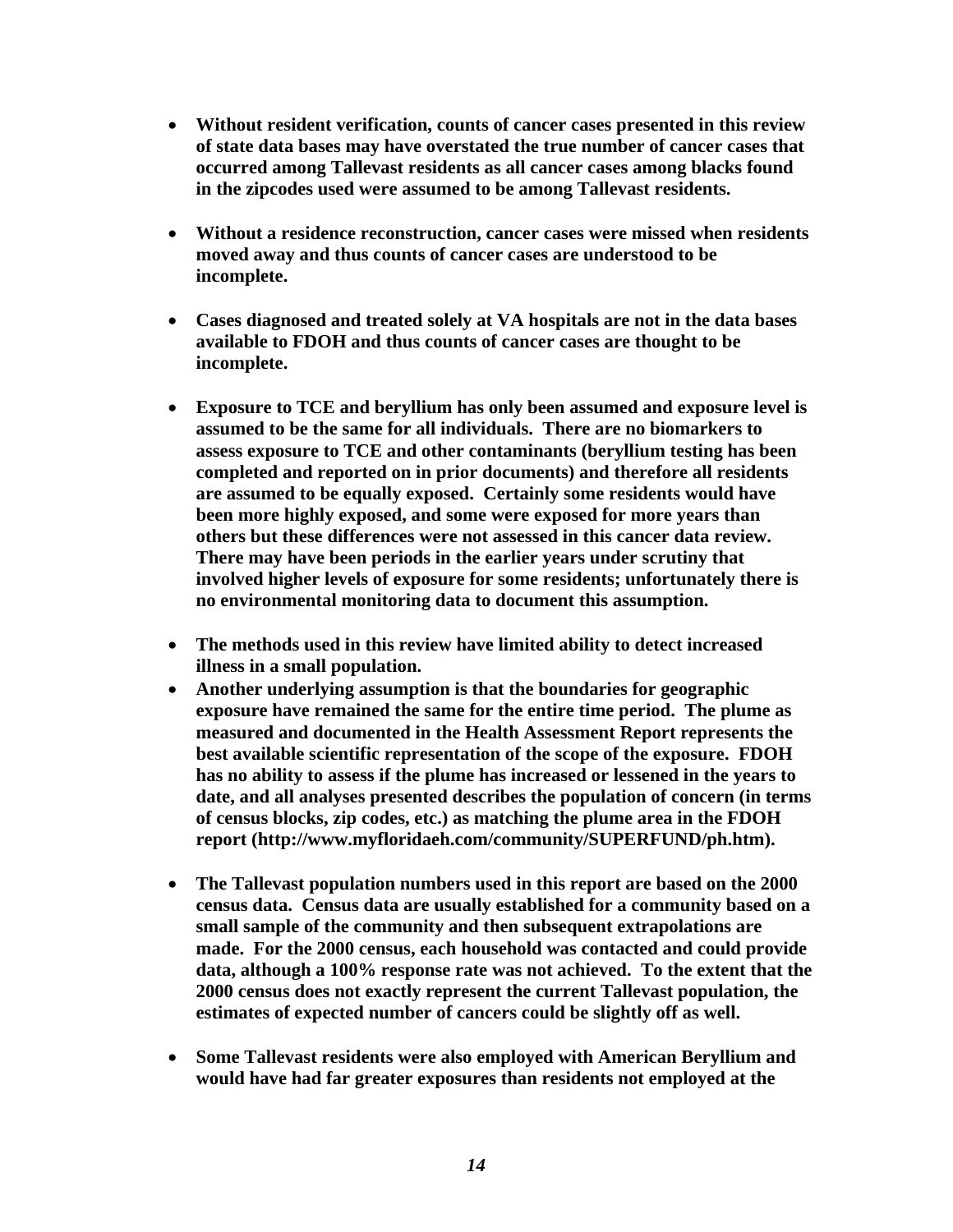- **Without resident verification, counts of cancer cases presented in this review of state data bases may have overstated the true number of cancer cases that occurred among Tallevast residents as all cancer cases among blacks found in the zipcodes used were assumed to be among Tallevast residents.**

- **Without a residence reconstruction, cancer cases were missed when residents moved away and thus counts of cancer cases are understood to be incomplete.**

- **Cases diagnosed and treated solely at VA hospitals are not in the data bases available to FDOH and thus counts of cancer cases are thought to be incomplete.**

- **Exposure to TCE and beryllium has only been assumed and exposure level is assumed to be the same for all individuals. There are no biomarkers to assess exposure to TCE and other contaminants (beryllium testing has been completed and reported on in prior documents) and therefore all residents are assumed to be equally exposed. Certainly some residents would have been more highly exposed, and some were exposed for more years than others but these differences were not assessed in this cancer data review. There may have been periods in the earlier years under scrutiny that involved higher levels of exposure for some residents; unfortunately there is no environmental monitoring data to document this assumption.**

- **The methods used in this review have limited ability to detect increased illness in a small population.**
- **Another underlying assumption is that the boundaries for geographic exposure have remained the same for the entire time period. The plume as measured and documented in the Health Assessment Report represents the best available scientific representation of the scope of the exposure. FDOH has no ability to assess if the plume has increased or lessened in the years to date, and all analyses presented describes the population of concern (in terms of census blocks, zip codes, etc.) as matching the plume area in the FDOH report (http://www.myfloridaeh.com/community/SUPERFUND/ph.htm).**

- **The Tallevast population numbers used in this report are based on the 2000 census data. Census data are usually established for a community based on a small sample of the community and then subsequent extrapolations are made. For the 2000 census, each household was contacted and could provide data, although a 100% response rate was not achieved. To the extent that the 2000 census does not exactly represent the current Tallevast population, the estimates of expected number of cancers could be slightly off as well.**

- **Some Tallevast residents were also employed with American Beryllium and would have had far greater exposures than residents not employed at the**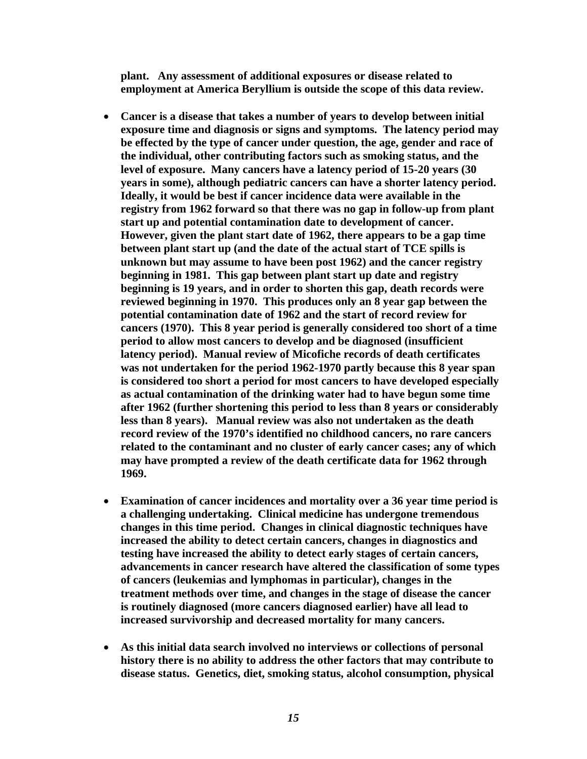**plant. Any assessment of additional exposures or disease related to employment at America Beryllium is outside the scope of this data review.**

- **Cancer is a disease that takes a number of years to develop between initial exposure time and diagnosis or signs and symptoms. The latency period may be effected by the type of cancer under question, the age, gender and race of the individual, other contributing factors such as smoking status, and the level of exposure. Many cancers have a latency period of 15-20 years (30 years in some), although pediatric cancers can have a shorter latency period. Ideally, it would be best if cancer incidence data were available in the registry from 1962 forward so that there was no gap in follow-up from plant start up and potential contamination date to development of cancer. However, given the plant start date of 1962, there appears to be a gap time between plant start up (and the date of the actual start of TCE spills is unknown but may assume to have been post 1962) and the cancer registry beginning in 1981. This gap between plant start up date and registry beginning is 19 years, and in order to shorten this gap, death records were reviewed beginning in 1970. This produces only an 8 year gap between the potential contamination date of 1962 and the start of record review for cancers (1970). This 8 year period is generally considered too short of a time period to allow most cancers to develop and be diagnosed (insufficient latency period). Manual review of Micofiche records of death certificates was not undertaken for the period 1962-1970 partly because this 8 year span is considered too short a period for most cancers to have developed especially as actual contamination of the drinking water had to have begun some time after 1962 (further shortening this period to less than 8 years or considerably less than 8 years). Manual review was also not undertaken as the death record review of the 1970's identified no childhood cancers, no rare cancers related to the contaminant and no cluster of early cancer cases; any of which may have prompted a review of the death certificate data for 1962 through 1969.**

- **Examination of cancer incidences and mortality over a 36 year time period is a challenging undertaking. Clinical medicine has undergone tremendous changes in this time period. Changes in clinical diagnostic techniques have increased the ability to detect certain cancers, changes in diagnostics and testing have increased the ability to detect early stages of certain cancers, advancements in cancer research have altered the classification of some types of cancers (leukemias and lymphomas in particular), changes in the treatment methods over time, and changes in the stage of disease the cancer is routinely diagnosed (more cancers diagnosed earlier) have all lead to increased survivorship and decreased mortality for many cancers.**

- **As this initial data search involved no interviews or collections of personal history there is no ability to address the other factors that may contribute to disease status. Genetics, diet, smoking status, alcohol consumption, physical**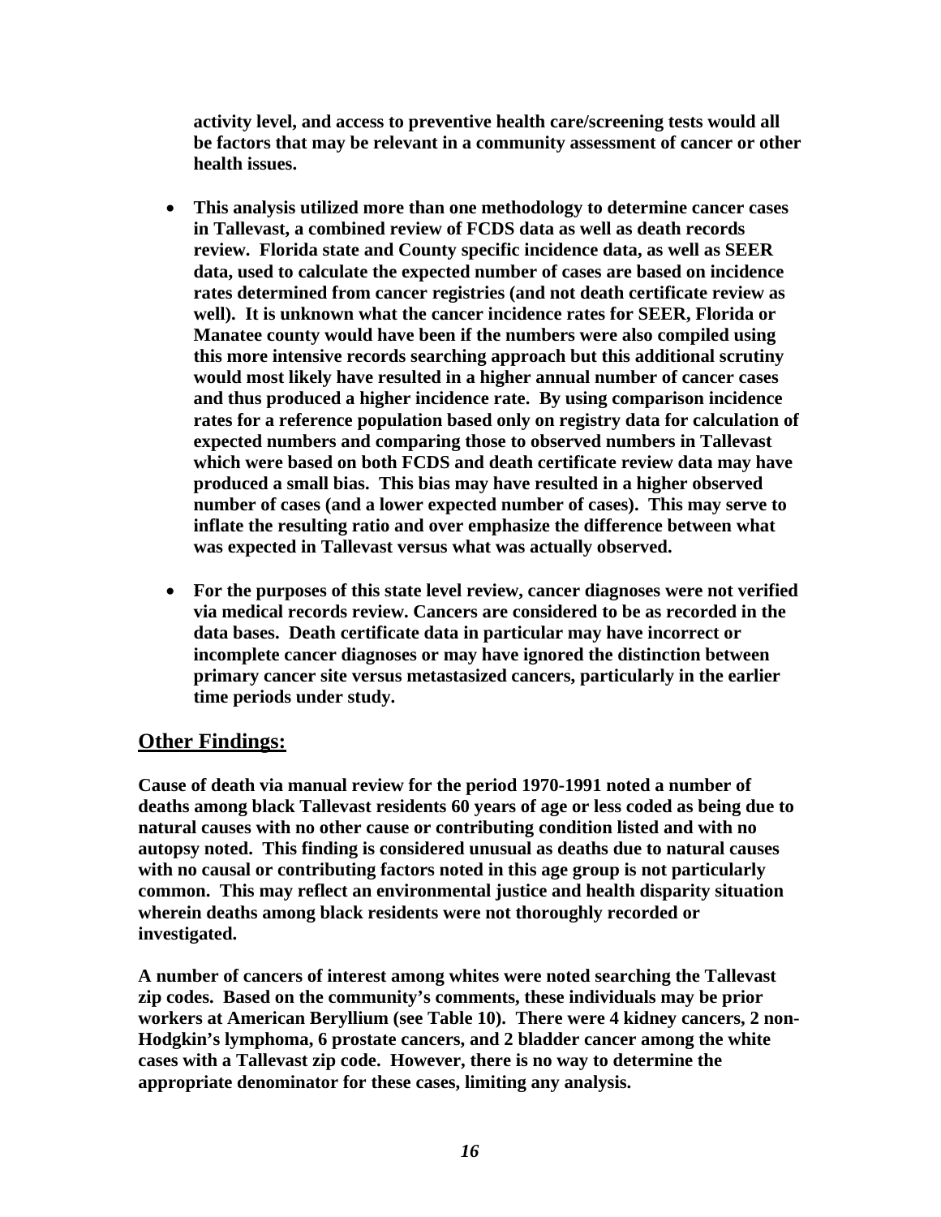**activity level, and access to preventive health care/screening tests would all be factors that may be relevant in a community assessment of cancer or other health issues.**

- **This analysis utilized more than one methodology to determine cancer cases in Tallevast, a combined review of FCDS data as well as death records review. Florida state and County specific incidence data, as well as SEER data, used to calculate the expected number of cases are based on incidence rates determined from cancer registries (and not death certificate review as well). It is unknown what the cancer incidence rates for SEER, Florida or Manatee county would have been if the numbers were also compiled using this more intensive records searching approach but this additional scrutiny would most likely have resulted in a higher annual number of cancer cases and thus produced a higher incidence rate. By using comparison incidence rates for a reference population based only on registry data for calculation of expected numbers and comparing those to observed numbers in Tallevast which were based on both FCDS and death certificate review data may have produced a small bias. This bias may have resulted in a higher observed number of cases (and a lower expected number of cases). This may serve to inflate the resulting ratio and over emphasize the difference between what was expected in Tallevast versus what was actually observed.**

- **For the purposes of this state level review, cancer diagnoses were not verified via medical records review. Cancers are considered to be as recorded in the data bases. Death certificate data in particular may have incorrect or incomplete cancer diagnoses or may have ignored the distinction between primary cancer site versus metastasized cancers, particularly in the earlier time periods under study.**

## Other Findings:

**Cause of death via manual review for the period 1970-1991 noted a number of deaths among black Tallevast residents 60 years of age or less coded as being due to natural causes with no other cause or contributing condition listed and with no autopsy noted. This finding is considered unusual as deaths due to natural causes with no causal or contributing factors noted in this age group is not particularly common. This may reflect an environmental justice and health disparity situation wherein deaths among black residents were not thoroughly recorded or investigated.**

**A number of cancers of interest among whites were noted searching the Tallevast zip codes. Based on the community's comments, these individuals may be prior workers at American Beryllium (see Table 10). There were 4 kidney cancers, 2 non-Hodgkin's lymphoma, 6 prostate cancers, and 2 bladder cancer among the white cases with a Tallevast zip code. However, there is no way to determine the appropriate denominator for these cases, limiting any analysis.**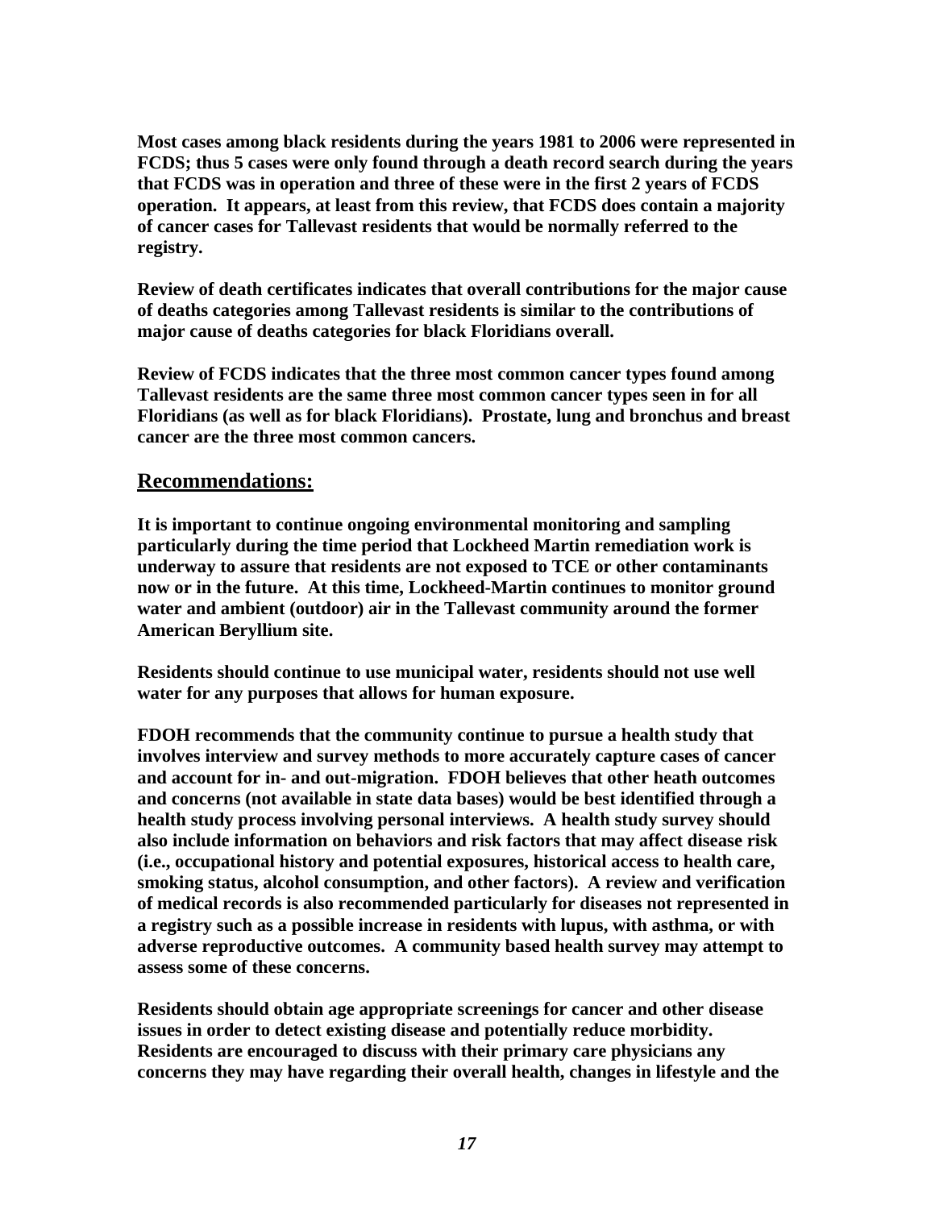**Most cases among black residents during the years 1981 to 2006 were represented in FCDS; thus 5 cases were only found through a death record search during the years that FCDS was in operation and three of these were in the first 2 years of FCDS operation. It appears, at least from this review, that FCDS does contain a majority of cancer cases for Tallevast residents that would be normally referred to the registry.**

**Review of death certificates indicates that overall contributions for the major cause of deaths categories among Tallevast residents is similar to the contributions of major cause of deaths categories for black Floridians overall.**

**Review of FCDS indicates that the three most common cancer types found among Tallevast residents are the same three most common cancer types seen in for all Floridians (as well as for black Floridians). Prostate, lung and bronchus and breast cancer are the three most common cancers.**

## Recommendations:

**It is important to continue ongoing environmental monitoring and sampling particularly during the time period that Lockheed Martin remediation work is underway to assure that residents are not exposed to TCE or other contaminants now or in the future. At this time, Lockheed-Martin continues to monitor ground water and ambient (outdoor) air in the Tallevast community around the former American Beryllium site.**

**Residents should continue to use municipal water, residents should not use well water for any purposes that allows for human exposure.**

**FDOH recommends that the community continue to pursue a health study that involves interview and survey methods to more accurately capture cases of cancer and account for in- and out-migration. FDOH believes that other heath outcomes and concerns (not available in state data bases) would be best identified through a health study process involving personal interviews. A health study survey should also include information on behaviors and risk factors that may affect disease risk (i.e., occupational history and potential exposures, historical access to health care, smoking status, alcohol consumption, and other factors). A review and verification of medical records is also recommended particularly for diseases not represented in a registry such as a possible increase in residents with lupus, with asthma, or with adverse reproductive outcomes. A community based health survey may attempt to assess some of these concerns.**

**Residents should obtain age appropriate screenings for cancer and other disease issues in order to detect existing disease and potentially reduce morbidity. Residents are encouraged to discuss with their primary care physicians any concerns they may have regarding their overall health, changes in lifestyle and the**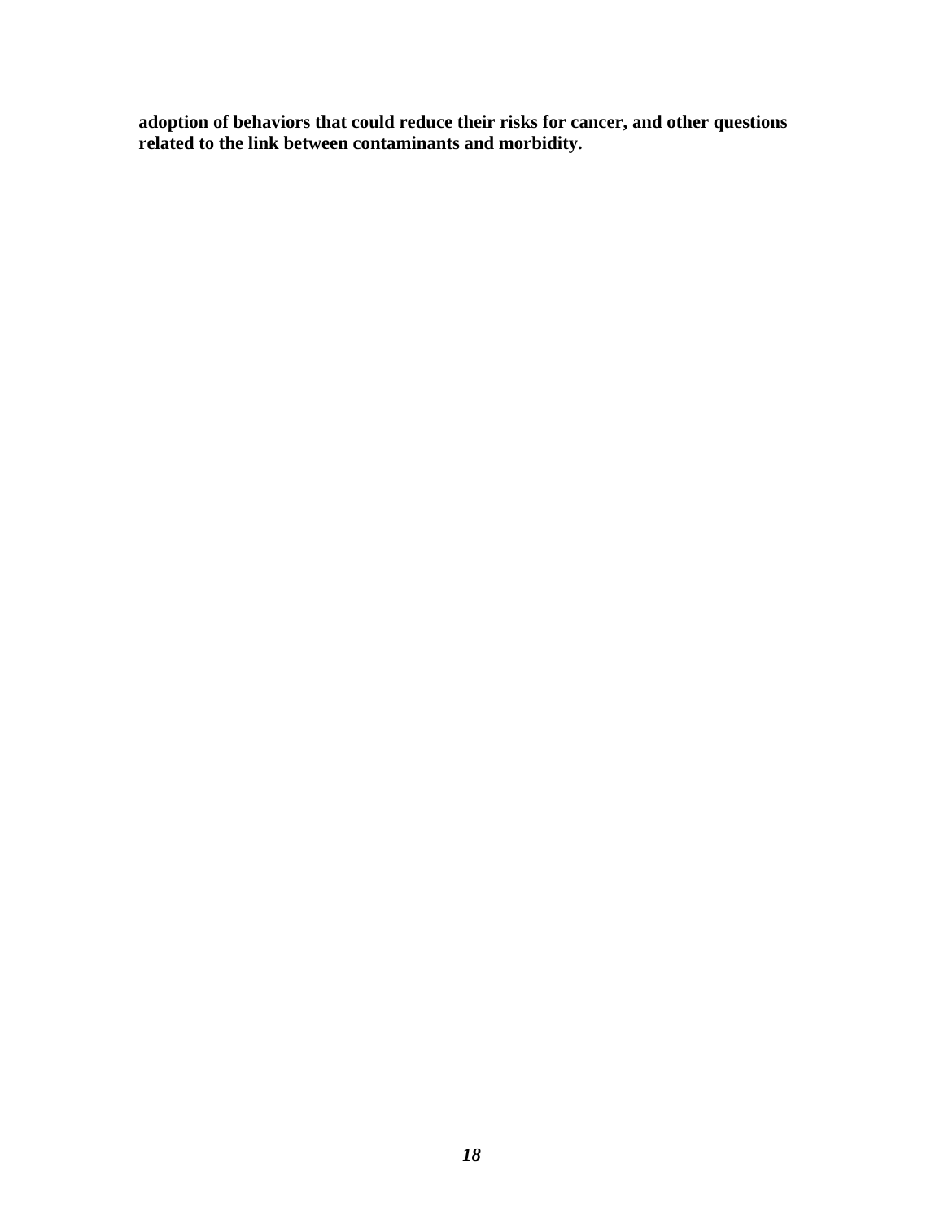**adoption of behaviors that could reduce their risks for cancer, and other questions related to the link between contaminants and morbidity.**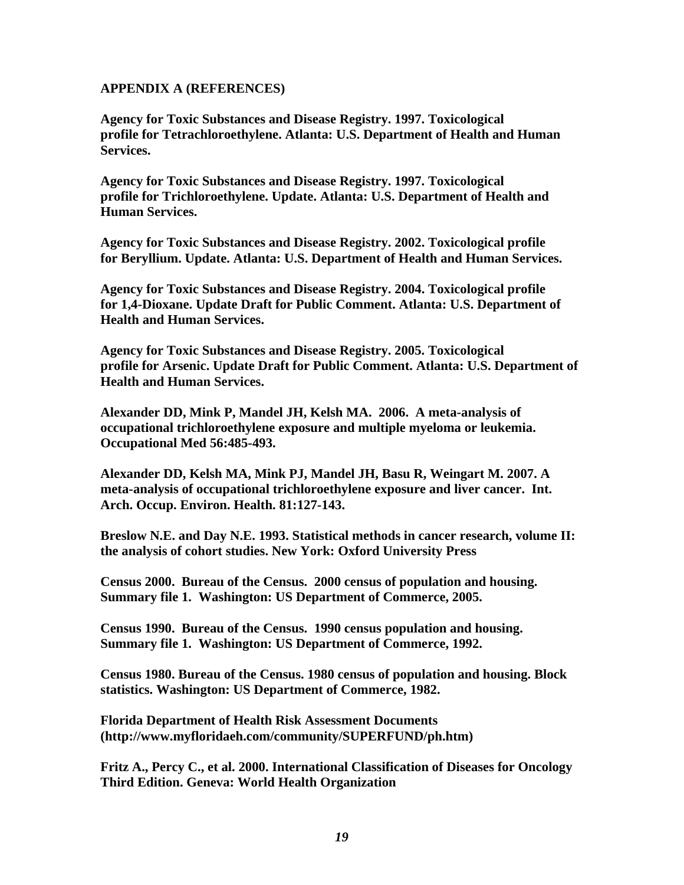**APPENDIX A (REFERENCES)**

**Agency for Toxic Substances and Disease Registry. 1997. Toxicological profile for Tetrachloroethylene. Atlanta: U.S. Department of Health and Human Services.**

**Agency for Toxic Substances and Disease Registry. 1997. Toxicological profile for Trichloroethylene. Update. Atlanta: U.S. Department of Health and Human Services.**

**Agency for Toxic Substances and Disease Registry. 2002. Toxicological profile for Beryllium. Update. Atlanta: U.S. Department of Health and Human Services.**

**Agency for Toxic Substances and Disease Registry. 2004. Toxicological profile for 1,4-Dioxane. Update Draft for Public Comment. Atlanta: U.S. Department of Health and Human Services.**

**Agency for Toxic Substances and Disease Registry. 2005. Toxicological profile for Arsenic. Update Draft for Public Comment. Atlanta: U.S. Department of Health and Human Services.**

**Alexander DD, Mink P, Mandel JH, Kelsh MA. 2006. A meta-analysis of occupational trichloroethylene exposure and multiple myeloma or leukemia. Occupational Med 56:485-493.**

**Alexander DD, Kelsh MA, Mink PJ, Mandel JH, Basu R, Weingart M. 2007. A meta-analysis of occupational trichloroethylene exposure and liver cancer. Int. Arch. Occup. Environ. Health. 81:127-143.**

**Breslow N.E. and Day N.E. 1993. Statistical methods in cancer research, volume II: the analysis of cohort studies. New York: Oxford University Press**

**Census 2000. Bureau of the Census. 2000 census of population and housing. Summary file 1. Washington: US Department of Commerce, 2005.**

**Census 1990. Bureau of the Census. 1990 census population and housing. Summary file 1. Washington: US Department of Commerce, 1992.**

**Census 1980. Bureau of the Census. 1980 census of population and housing. Block statistics. Washington: US Department of Commerce, 1982.**

**Florida Department of Health Risk Assessment Documents (http://www.myfloridaeh.com/community/SUPERFUND/ph.htm)**

**Fritz A., Percy C., et al. 2000. International Classification of Diseases for Oncology Third Edition. Geneva: World Health Organization**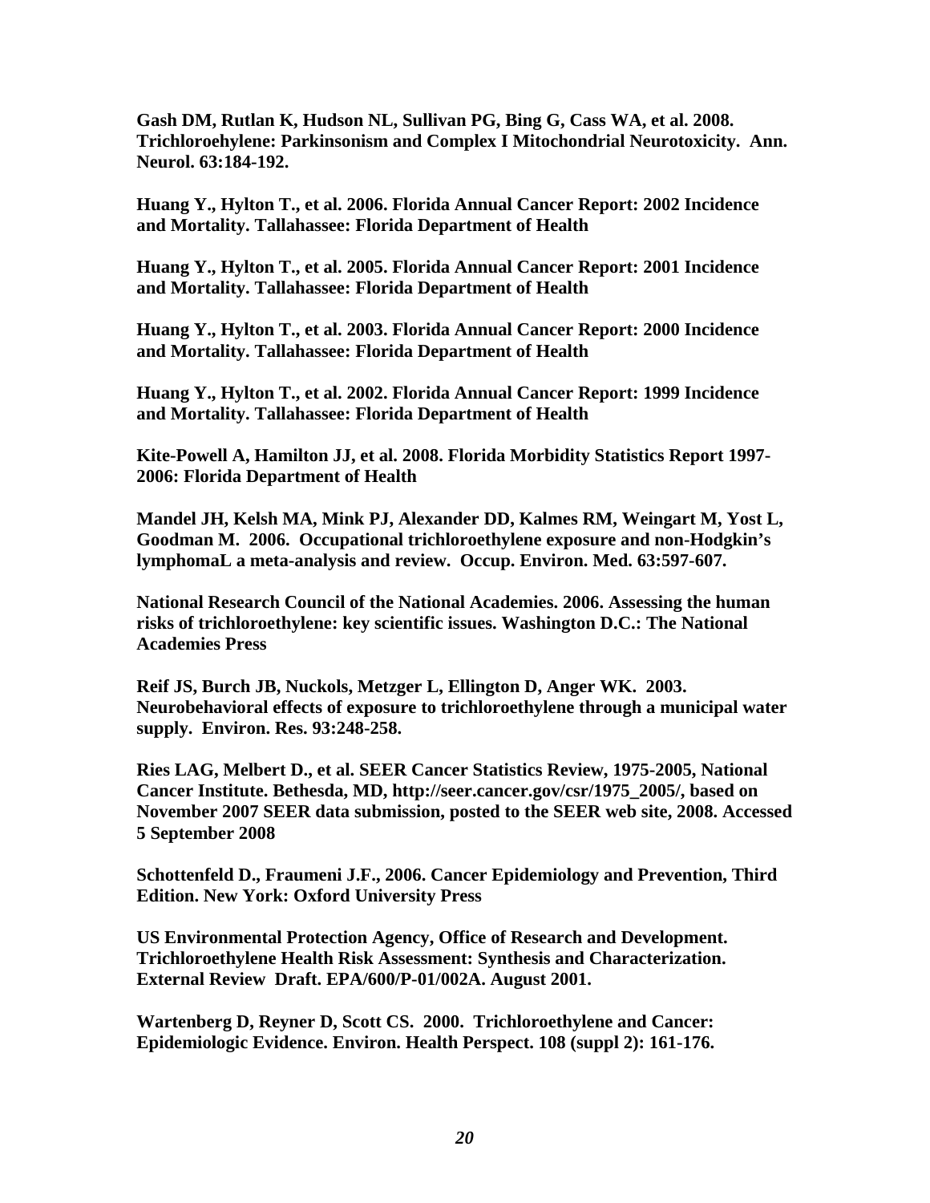**Gash DM, Rutlan K, Hudson NL, Sullivan PG, Bing G, Cass WA, et al. 2008. Trichloroehylene: Parkinsonism and Complex I Mitochondrial Neurotoxicity. Ann. Neurol. 63:184-192.**

**Huang Y., Hylton T., et al. 2006. Florida Annual Cancer Report: 2002 Incidence and Mortality. Tallahassee: Florida Department of Health**

**Huang Y., Hylton T., et al. 2005. Florida Annual Cancer Report: 2001 Incidence and Mortality. Tallahassee: Florida Department of Health**

**Huang Y., Hylton T., et al. 2003. Florida Annual Cancer Report: 2000 Incidence and Mortality. Tallahassee: Florida Department of Health**

**Huang Y., Hylton T., et al. 2002. Florida Annual Cancer Report: 1999 Incidence and Mortality. Tallahassee: Florida Department of Health**

**Kite-Powell A, Hamilton JJ, et al. 2008. Florida Morbidity Statistics Report 1997-2006: Florida Department of Health**

**Mandel JH, Kelsh MA, Mink PJ, Alexander DD, Kalmes RM, Weingart M, Yost L, Goodman M. 2006. Occupational trichloroethylene exposure and non-Hodgkin's lymphomaL a meta-analysis and review. Occup. Environ. Med. 63:597-607.**

**National Research Council of the National Academies. 2006. Assessing the human risks of trichloroethylene: key scientific issues. Washington D.C.: The National Academies Press**

**Reif JS, Burch JB, Nuckols, Metzger L, Ellington D, Anger WK. 2003. Neurobehavioral effects of exposure to trichloroethylene through a municipal water supply. Environ. Res. 93:248-258.**

**Ries LAG, Melbert D., et al. SEER Cancer Statistics Review, 1975-2005, National Cancer Institute. Bethesda, MD, http://seer.cancer.gov/csr/1975_2005/, based on November 2007 SEER data submission, posted to the SEER web site, 2008. Accessed 5 September 2008**

**Schottenfeld D., Fraumeni J.F., 2006. Cancer Epidemiology and Prevention, Third Edition. New York: Oxford University Press**

**US Environmental Protection Agency, Office of Research and Development. Trichloroethylene Health Risk Assessment: Synthesis and Characterization. External Review Draft. EPA/600/P-01/002A. August 2001.**

**Wartenberg D, Reyner D, Scott CS. 2000. Trichloroethylene and Cancer: Epidemiologic Evidence. Environ. Health Perspect. 108 (suppl 2): 161-176.**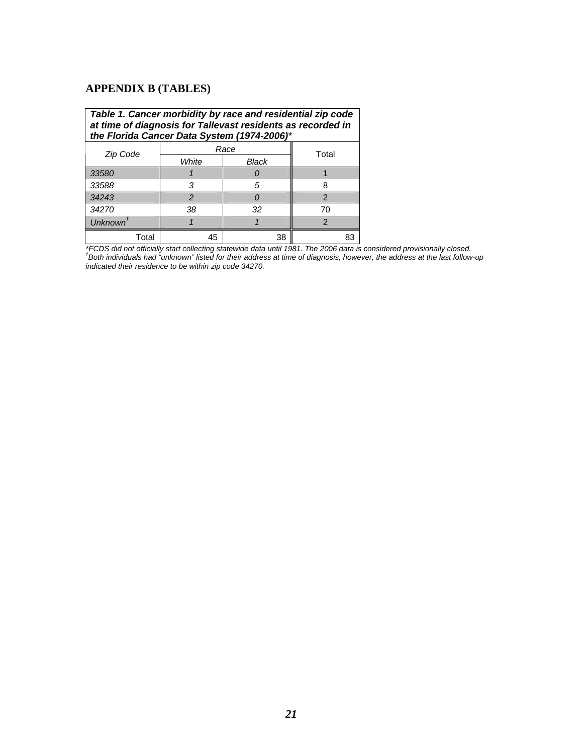## APPENDIX B (TABLES)

**Table 1. Cancer morbidity by race and residential zip code at time of diagnosis for Tallevast residents as recorded in the Florida Cancer Data System (1974-2006)***

| Zip Code | Race | | Total |
|---|---|---|---|
| | White | Black | |
| 33580 | 1 | 0 | 1 |
| 33588 | 3 | 5 | 8 |
| 34243 | 2 | 0 | 2 |
| 34270 | 38 | 32 | 70 |
| Unknown[†] | 1 | 1 | 2 |
| Total | 45 | 38 | 83 |

*\*FCDS did not officially start collecting statewide data until 1981. The 2006 data is considered provisionally closed.*
*[†]Both individuals had "unknown" listed for their address at time of diagnosis, however, the address at the last follow-up indicated their residence to be within zip code 34270.*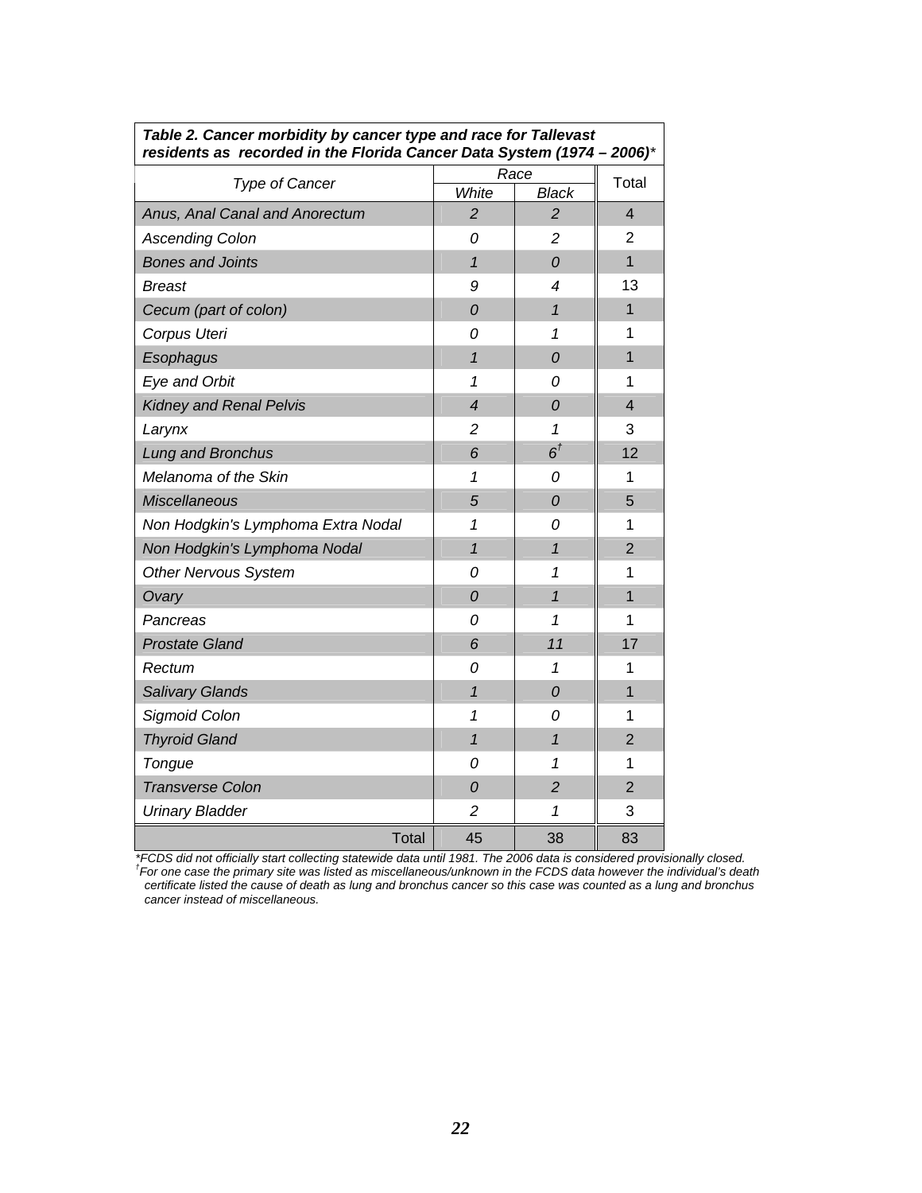**Table 2. Cancer morbidity by cancer type and race for Tallevast residents as recorded in the Florida Cancer Data System (1974 – 2006)***

| Type of Cancer | Race | | Total |
|---|---|---|---|
| | White | Black | |
| Anus, Anal Canal and Anorectum | 2 | 2 | 4 |
| Ascending Colon | 0 | 2 | 2 |
| Bones and Joints | 1 | 0 | 1 |
| Breast | 9 | 4 | 13 |
| Cecum (part of colon) | 0 | 1 | 1 |
| Corpus Uteri | 0 | 1 | 1 |
| Esophagus | 1 | 0 | 1 |
| Eye and Orbit | 1 | 0 | 1 |
| Kidney and Renal Pelvis | 4 | 0 | 4 |
| Larynx | 2 | 1 | 3 |
| Lung and Bronchus | 6 | 6† | 12 |
| Melanoma of the Skin | 1 | 0 | 1 |
| Miscellaneous | 5 | 0 | 5 |
| Non Hodgkin's Lymphoma Extra Nodal | 1 | 0 | 1 |
| Non Hodgkin's Lymphoma Nodal | 1 | 1 | 2 |
| Other Nervous System | 0 | 1 | 1 |
| Ovary | 0 | 1 | 1 |
| Pancreas | 0 | 1 | 1 |
| Prostate Gland | 6 | 11 | 17 |
| Rectum | 0 | 1 | 1 |
| Salivary Glands | 1 | 0 | 1 |
| Sigmoid Colon | 1 | 0 | 1 |
| Thyroid Gland | 1 | 1 | 2 |
| Tongue | 0 | 1 | 1 |
| Transverse Colon | 0 | 2 | 2 |
| Urinary Bladder | 2 | 1 | 3 |
| Total | 45 | 38 | 83 |

*FCDS did not officially start collecting statewide data until 1981. The 2006 data is considered provisionally closed.
†For one case the primary site was listed as miscellaneous/unknown in the FCDS data however the individual's death certificate listed the cause of death as lung and bronchus cancer so this case was counted as a lung and bronchus cancer instead of miscellaneous.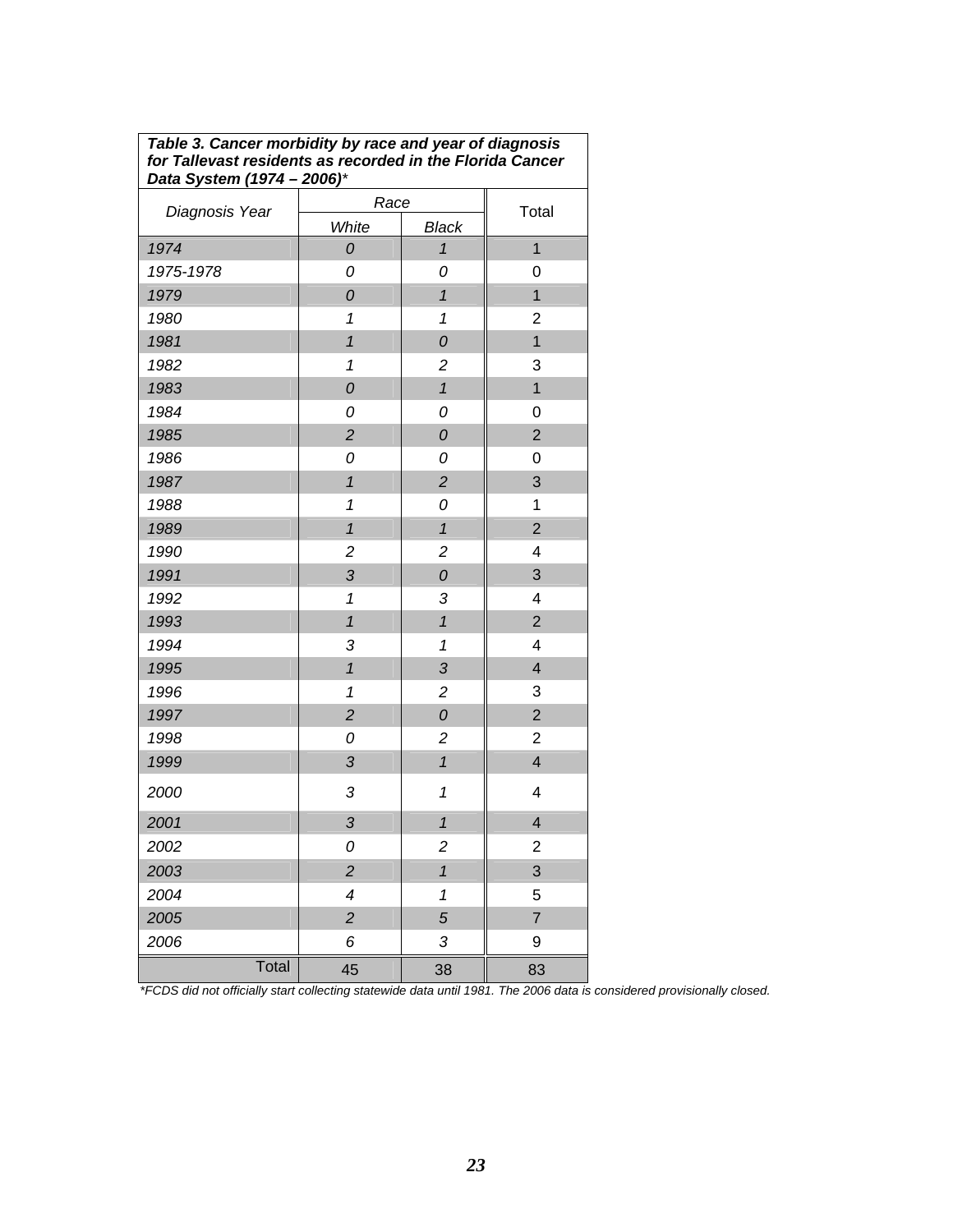***Table 3. Cancer morbidity by race and year of diagnosis for Tallevast residents as recorded in the Florida Cancer Data System (1974 – 2006)****

| *Diagnosis Year* | *Race* | | Total |
|---|---|---|---|
| | *White* | *Black* | |
| *1974* | *0* | *1* | 1 |
| *1975-1978* | *0* | *0* | 0 |
| *1979* | *0* | *1* | 1 |
| *1980* | *1* | *1* | 2 |
| *1981* | *1* | *0* | 1 |
| *1982* | *1* | *2* | 3 |
| *1983* | *0* | *1* | 1 |
| *1984* | *0* | *0* | 0 |
| *1985* | *2* | *0* | 2 |
| *1986* | *0* | *0* | 0 |
| *1987* | *1* | *2* | 3 |
| *1988* | *1* | *0* | 1 |
| *1989* | *1* | *1* | 2 |
| *1990* | *2* | *2* | 4 |
| *1991* | *3* | *0* | 3 |
| *1992* | *1* | *3* | 4 |
| *1993* | *1* | *1* | 2 |
| *1994* | *3* | *1* | 4 |
| *1995* | *1* | *3* | 4 |
| *1996* | *1* | *2* | 3 |
| *1997* | *2* | *0* | 2 |
| *1998* | *0* | *2* | 2 |
| *1999* | *3* | *1* | 4 |
| *2000* | *3* | *1* | 4 |
| *2001* | *3* | *1* | 4 |
| *2002* | *0* | *2* | 2 |
| *2003* | *2* | *1* | 3 |
| *2004* | *4* | *1* | 5 |
| *2005* | *2* | *5* | 7 |
| *2006* | *6* | *3* | 9 |
| Total | 45 | 38 | 83 |

**FCDS did not officially start collecting statewide data until 1981. The 2006 data is considered provisionally closed.*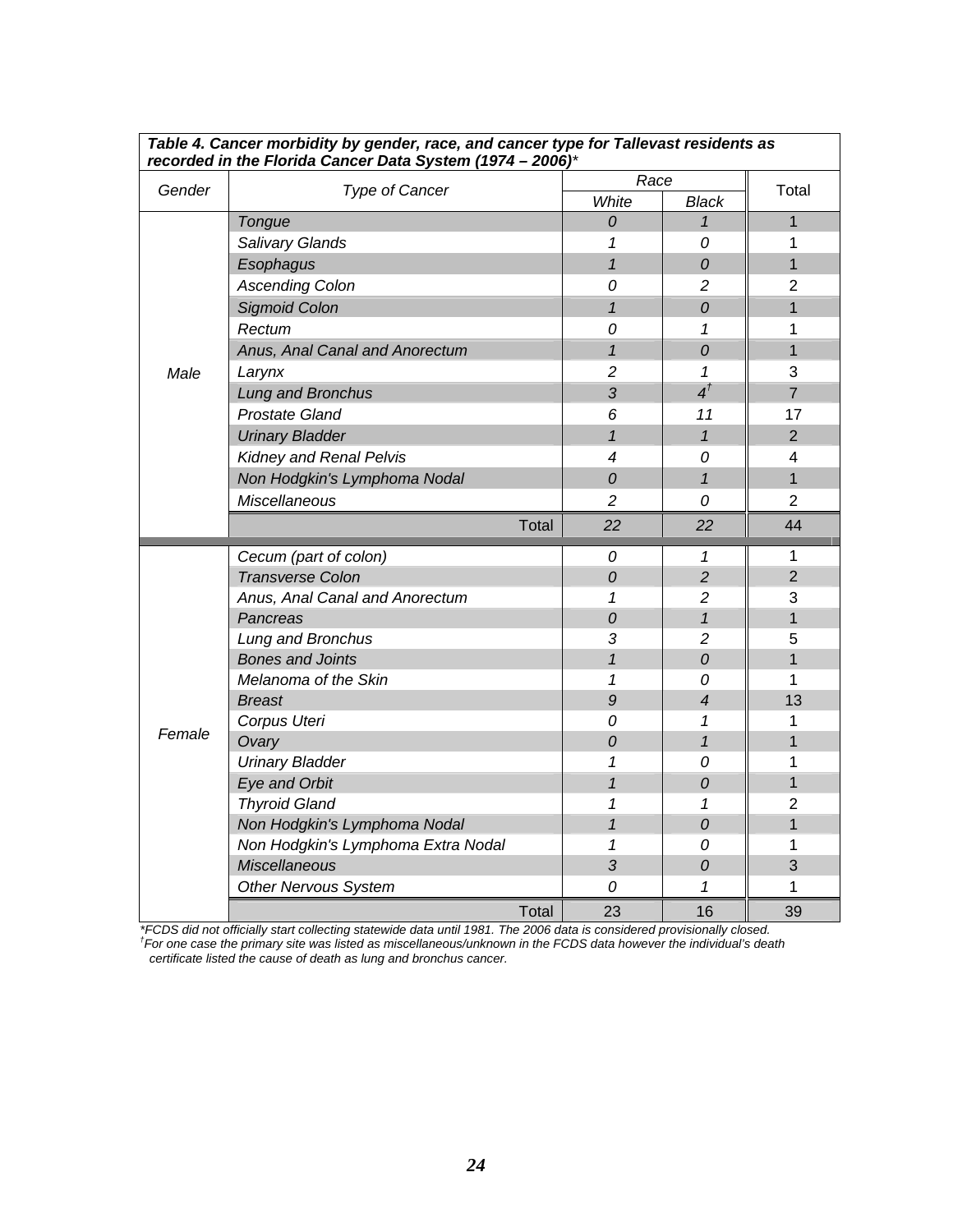**Table 4. Cancer morbidity by gender, race, and cancer type for Tallevast residents as recorded in the Florida Cancer Data System (1974 – 2006)***

| Gender | Type of Cancer | Race | | Total |
|---|---|---|---|---|
| | | White | Black | |
| Male | Tongue | 0 | 1 | 1 |
| | Salivary Glands | 1 | 0 | 1 |
| | Esophagus | 1 | 0 | 1 |
| | Ascending Colon | 0 | 2 | 2 |
| | Sigmoid Colon | 1 | 0 | 1 |
| | Rectum | 0 | 1 | 1 |
| | Anus, Anal Canal and Anorectum | 1 | 0 | 1 |
| | Larynx | 2 | 1 | 3 |
| | Lung and Bronchus | 3 | 4† | 7 |
| | Prostate Gland | 6 | 11 | 17 |
| | Urinary Bladder | 1 | 1 | 2 |
| | Kidney and Renal Pelvis | 4 | 0 | 4 |
| | Non Hodgkin's Lymphoma Nodal | 0 | 1 | 1 |
| | Miscellaneous | 2 | 0 | 2 |
| | Total | 22 | 22 | 44 |
| Female | Cecum (part of colon) | 0 | 1 | 1 |
| | Transverse Colon | 0 | 2 | 2 |
| | Anus, Anal Canal and Anorectum | 1 | 2 | 3 |
| | Pancreas | 0 | 1 | 1 |
| | Lung and Bronchus | 3 | 2 | 5 |
| | Bones and Joints | 1 | 0 | 1 |
| | Melanoma of the Skin | 1 | 0 | 1 |
| | Breast | 9 | 4 | 13 |
| | Corpus Uteri | 0 | 1 | 1 |
| | Ovary | 0 | 1 | 1 |
| | Urinary Bladder | 1 | 0 | 1 |
| | Eye and Orbit | 1 | 0 | 1 |
| | Thyroid Gland | 1 | 1 | 2 |
| | Non Hodgkin's Lymphoma Nodal | 1 | 0 | 1 |
| | Non Hodgkin's Lymphoma Extra Nodal | 1 | 0 | 1 |
| | Miscellaneous | 3 | 0 | 3 |
| | Other Nervous System | 0 | 1 | 1 |
| | Total | 23 | 16 | 39 |

*FCDS did not officially start collecting statewide data until 1981. The 2006 data is considered provisionally closed.

†For one case the primary site was listed as miscellaneous/unknown in the FCDS data however the individual's death certificate listed the cause of death as lung and bronchus cancer.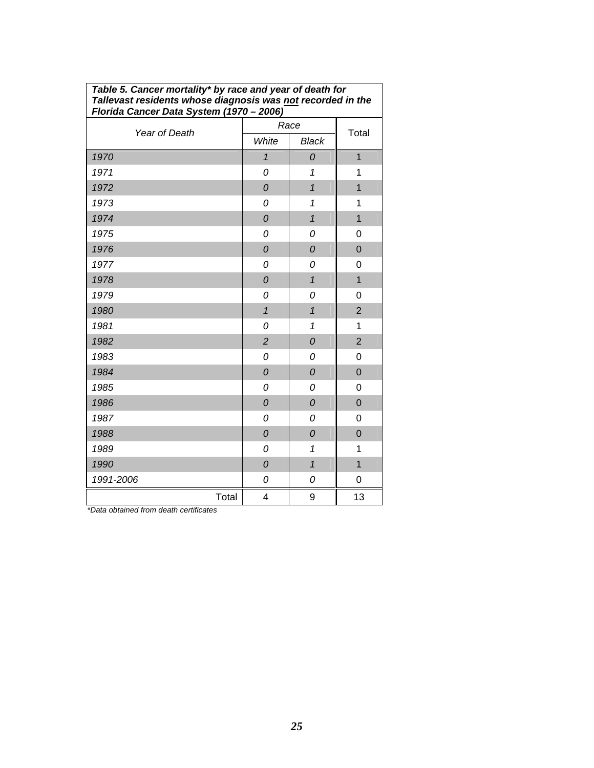**Table 5. Cancer mortality* by race and year of death for Tallevast residents whose diagnosis was not recorded in the Florida Cancer Data System (1970 – 2006)**

| Year of Death | Race | | Total |
|---|---|---|---|
| | White | Black | |
| 1970 | 1 | 0 | 1 |
| 1971 | 0 | 1 | 1 |
| 1972 | 0 | 1 | 1 |
| 1973 | 0 | 1 | 1 |
| 1974 | 0 | 1 | 1 |
| 1975 | 0 | 0 | 0 |
| 1976 | 0 | 0 | 0 |
| 1977 | 0 | 0 | 0 |
| 1978 | 0 | 1 | 1 |
| 1979 | 0 | 0 | 0 |
| 1980 | 1 | 1 | 2 |
| 1981 | 0 | 1 | 1 |
| 1982 | 2 | 0 | 2 |
| 1983 | 0 | 0 | 0 |
| 1984 | 0 | 0 | 0 |
| 1985 | 0 | 0 | 0 |
| 1986 | 0 | 0 | 0 |
| 1987 | 0 | 0 | 0 |
| 1988 | 0 | 0 | 0 |
| 1989 | 0 | 1 | 1 |
| 1990 | 0 | 1 | 1 |
| 1991-2006 | 0 | 0 | 0 |
| Total | 4 | 9 | 13 |

*Data obtained from death certificates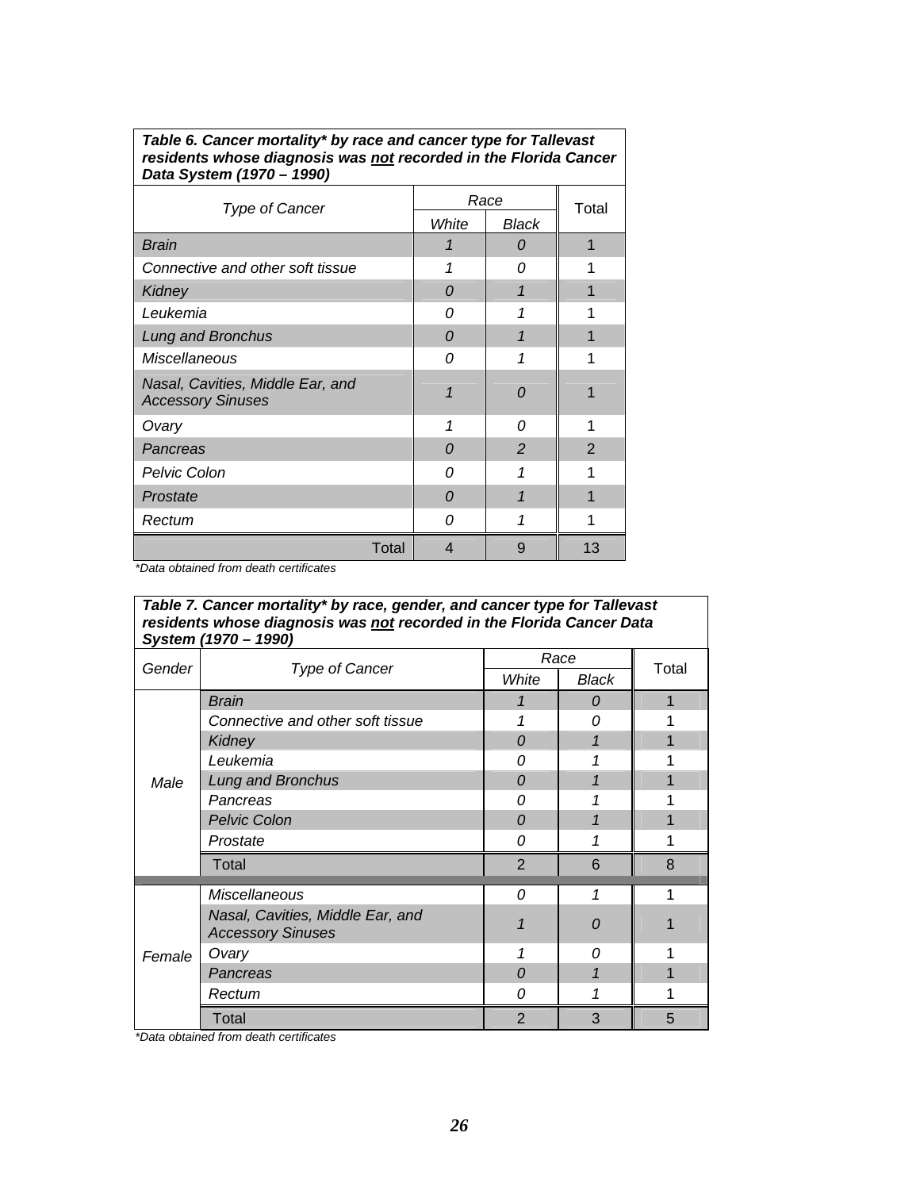**Table 6. Cancer mortality* by race and cancer type for Tallevast residents whose diagnosis was not recorded in the Florida Cancer Data System (1970 – 1990)**

| Type of Cancer | Race | | Total |
|---|---|---|---|
| | White | Black | |
| Brain | 1 | 0 | 1 |
| Connective and other soft tissue | 1 | 0 | 1 |
| Kidney | 0 | 1 | 1 |
| Leukemia | 0 | 1 | 1 |
| Lung and Bronchus | 0 | 1 | 1 |
| Miscellaneous | 0 | 1 | 1 |
| Nasal, Cavities, Middle Ear, and Accessory Sinuses | 1 | 0 | 1 |
| Ovary | 1 | 0 | 1 |
| Pancreas | 0 | 2 | 2 |
| Pelvic Colon | 0 | 1 | 1 |
| Prostate | 0 | 1 | 1 |
| Rectum | 0 | 1 | 1 |
| Total | 4 | 9 | 13 |

*Data obtained from death certificates

**Table 7. Cancer mortality* by race, gender, and cancer type for Tallevast residents whose diagnosis was not recorded in the Florida Cancer Data System (1970 – 1990)**

| Gender | Type of Cancer | Race | | Total |
|---|---|---|---|---|
| | | White | Black | |
| Male | Brain | 1 | 0 | 1 |
| | Connective and other soft tissue | 1 | 0 | 1 |
| | Kidney | 0 | 1 | 1 |
| | Leukemia | 0 | 1 | 1 |
| | Lung and Bronchus | 0 | 1 | 1 |
| | Pancreas | 0 | 1 | 1 |
| | Pelvic Colon | 0 | 1 | 1 |
| | Prostate | 0 | 1 | 1 |
| | Total | 2 | 6 | 8 |
| Female | Miscellaneous | 0 | 1 | 1 |
| | Nasal, Cavities, Middle Ear, and Accessory Sinuses | 1 | 0 | 1 |
| | Ovary | 1 | 0 | 1 |
| | Pancreas | 0 | 1 | 1 |
| | Rectum | 0 | 1 | 1 |
| | Total | 2 | 3 | 5 |

*Data obtained from death certificates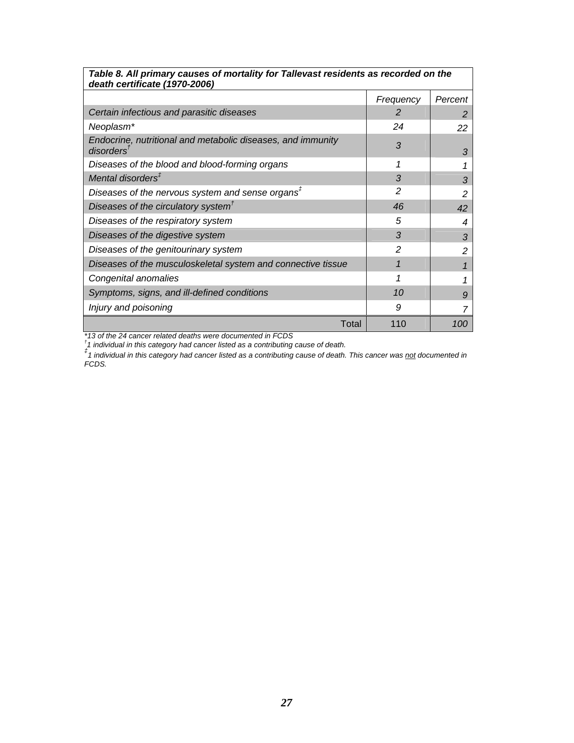**Table 8. All primary causes of mortality for Tallevast residents as recorded on the death certificate (1970-2006)**

| | *Frequency* | *Percent* |
|---|---|---|
| *Certain infectious and parasitic diseases* | *2* | *2* |
| *Neoplasm** | *24* | *22* |
| *Endocrine, nutritional and metabolic diseases, and immunity disorders*[†] | *3* | *3* |
| *Diseases of the blood and blood-forming organs* | *1* | *1* |
| *Mental disorders*[‡] | *3* | *3* |
| *Diseases of the nervous system and sense organs*[‡] | *2* | *2* |
| *Diseases of the circulatory system*[†] | *46* | *42* |
| *Diseases of the respiratory system* | *5* | *4* |
| *Diseases of the digestive system* | *3* | *3* |
| *Diseases of the genitourinary system* | *2* | *2* |
| *Diseases of the musculoskeletal system and connective tissue* | *1* | *1* |
| *Congenital anomalies* | *1* | *1* |
| *Symptoms, signs, and ill-defined conditions* | *10* | *9* |
| *Injury and poisoning* | *9* | *7* |
| Total | 110 | *100* |

*\*13 of the 24 cancer related deaths were documented in FCDS*

*[†]1 individual in this category had cancer listed as a contributing cause of death.*

*[‡]1 individual in this category had cancer listed as a contributing cause of death. This cancer was not documented in FCDS.*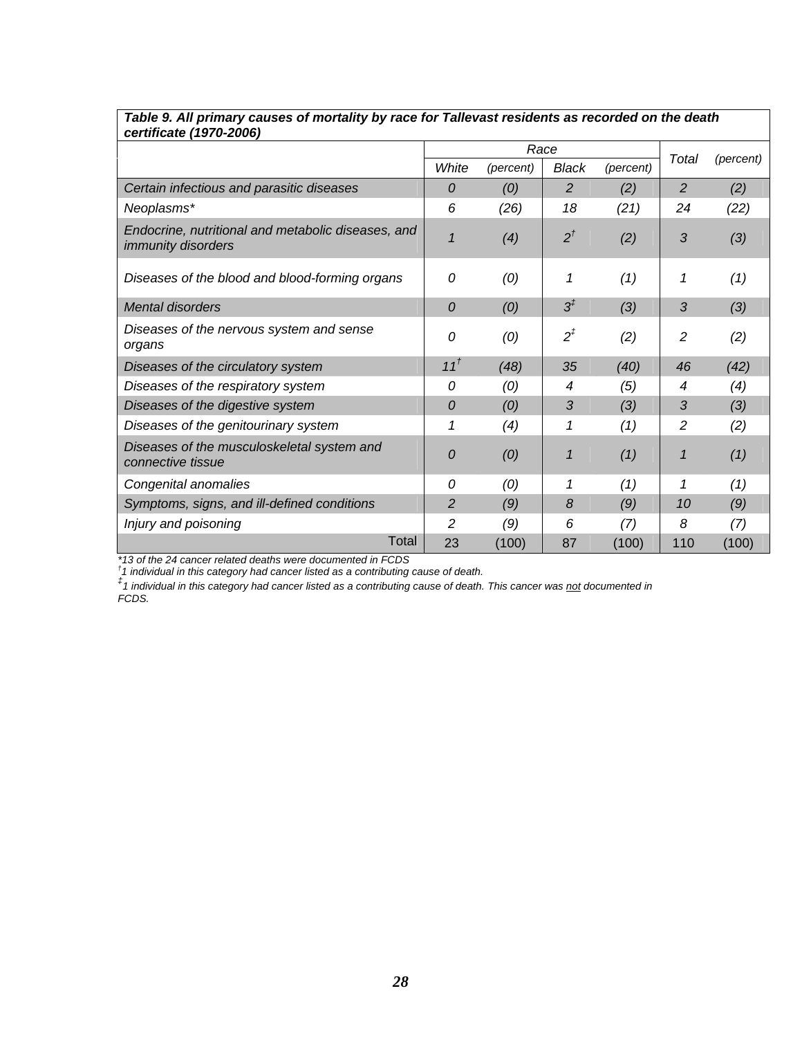**Table 9. All primary causes of mortality by race for Tallevast residents as recorded on the death certificate (1970-2006)**

| | Race | | | | Total | (percent) |
|---|---|---|---|---|---|---|
| | White | (percent) | Black | (percent) | | |
| Certain infectious and parasitic diseases | 0 | (0) | 2 | (2) | 2 | (2) |
| Neoplasms* | 6 | (26) | 18 | (21) | 24 | (22) |
| Endocrine, nutritional and metabolic diseases, and immunity disorders | 1 | (4) | 2[†] | (2) | 3 | (3) |
| Diseases of the blood and blood-forming organs | 0 | (0) | 1 | (1) | 1 | (1) |
| Mental disorders | 0 | (0) | 3[‡] | (3) | 3 | (3) |
| Diseases of the nervous system and sense organs | 0 | (0) | 2[‡] | (2) | 2 | (2) |
| Diseases of the circulatory system | 11[†] | (48) | 35 | (40) | 46 | (42) |
| Diseases of the respiratory system | 0 | (0) | 4 | (5) | 4 | (4) |
| Diseases of the digestive system | 0 | (0) | 3 | (3) | 3 | (3) |
| Diseases of the genitourinary system | 1 | (4) | 1 | (1) | 2 | (2) |
| Diseases of the musculoskeletal system and connective tissue | 0 | (0) | 1 | (1) | 1 | (1) |
| Congenital anomalies | 0 | (0) | 1 | (1) | 1 | (1) |
| Symptoms, signs, and ill-defined conditions | 2 | (9) | 8 | (9) | 10 | (9) |
| Injury and poisoning | 2 | (9) | 6 | (7) | 8 | (7) |
| Total | 23 | (100) | 87 | (100) | 110 | (100) |

*13 of the 24 cancer related deaths were documented in FCDS

[†]1 individual in this category had cancer listed as a contributing cause of death.

[‡]1 individual in this category had cancer listed as a contributing cause of death. This cancer was not documented in FCDS.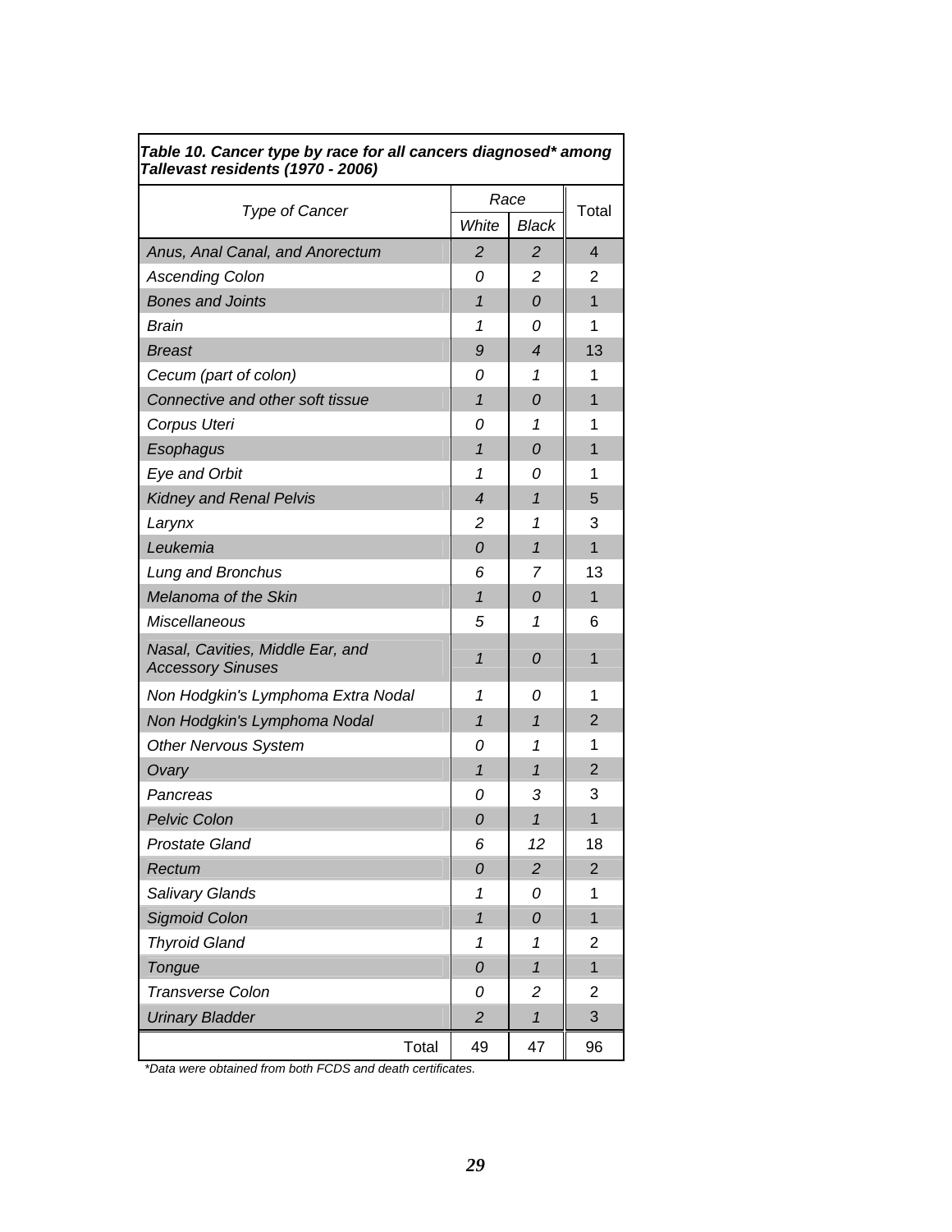**Table 10. Cancer type by race for all cancers diagnosed* among Tallevast residents (1970 - 2006)**

| Type of Cancer | Race | | Total |
|---|---|---|---|
| | White | Black | |
| Anus, Anal Canal, and Anorectum | 2 | 2 | 4 |
| Ascending Colon | 0 | 2 | 2 |
| Bones and Joints | 1 | 0 | 1 |
| Brain | 1 | 0 | 1 |
| Breast | 9 | 4 | 13 |
| Cecum (part of colon) | 0 | 1 | 1 |
| Connective and other soft tissue | 1 | 0 | 1 |
| Corpus Uteri | 0 | 1 | 1 |
| Esophagus | 1 | 0 | 1 |
| Eye and Orbit | 1 | 0 | 1 |
| Kidney and Renal Pelvis | 4 | 1 | 5 |
| Larynx | 2 | 1 | 3 |
| Leukemia | 0 | 1 | 1 |
| Lung and Bronchus | 6 | 7 | 13 |
| Melanoma of the Skin | 1 | 0 | 1 |
| Miscellaneous | 5 | 1 | 6 |
| Nasal, Cavities, Middle Ear, and Accessory Sinuses | 1 | 0 | 1 |
| Non Hodgkin's Lymphoma Extra Nodal | 1 | 0 | 1 |
| Non Hodgkin's Lymphoma Nodal | 1 | 1 | 2 |
| Other Nervous System | 0 | 1 | 1 |
| Ovary | 1 | 1 | 2 |
| Pancreas | 0 | 3 | 3 |
| Pelvic Colon | 0 | 1 | 1 |
| Prostate Gland | 6 | 12 | 18 |
| Rectum | 0 | 2 | 2 |
| Salivary Glands | 1 | 0 | 1 |
| Sigmoid Colon | 1 | 0 | 1 |
| Thyroid Gland | 1 | 1 | 2 |
| Tongue | 0 | 1 | 1 |
| Transverse Colon | 0 | 2 | 2 |
| Urinary Bladder | 2 | 1 | 3 |
| Total | 49 | 47 | 96 |

*Data were obtained from both FCDS and death certificates.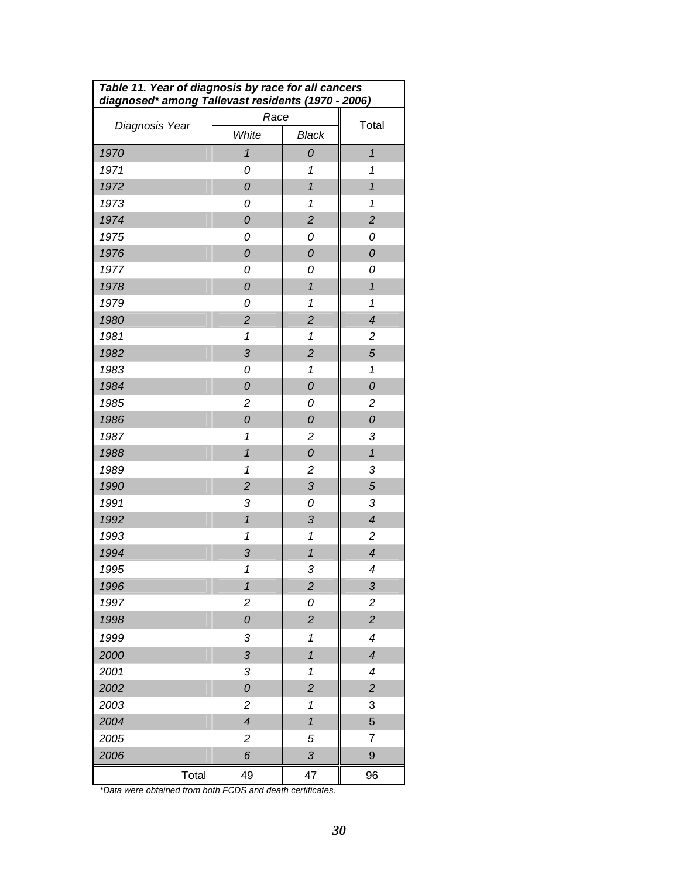**Table 11. Year of diagnosis by race for all cancers diagnosed* among Tallevast residents (1970 - 2006)**

| Diagnosis Year | Race | | Total |
|---|---|---|---|
| | White | Black | |
| 1970 | 1 | 0 | 1 |
| 1971 | 0 | 1 | 1 |
| 1972 | 0 | 1 | 1 |
| 1973 | 0 | 1 | 1 |
| 1974 | 0 | 2 | 2 |
| 1975 | 0 | 0 | 0 |
| 1976 | 0 | 0 | 0 |
| 1977 | 0 | 0 | 0 |
| 1978 | 0 | 1 | 1 |
| 1979 | 0 | 1 | 1 |
| 1980 | 2 | 2 | 4 |
| 1981 | 1 | 1 | 2 |
| 1982 | 3 | 2 | 5 |
| 1983 | 0 | 1 | 1 |
| 1984 | 0 | 0 | 0 |
| 1985 | 2 | 0 | 2 |
| 1986 | 0 | 0 | 0 |
| 1987 | 1 | 2 | 3 |
| 1988 | 1 | 0 | 1 |
| 1989 | 1 | 2 | 3 |
| 1990 | 2 | 3 | 5 |
| 1991 | 3 | 0 | 3 |
| 1992 | 1 | 3 | 4 |
| 1993 | 1 | 1 | 2 |
| 1994 | 3 | 1 | 4 |
| 1995 | 1 | 3 | 4 |
| 1996 | 1 | 2 | 3 |
| 1997 | 2 | 0 | 2 |
| 1998 | 0 | 2 | 2 |
| 1999 | 3 | 1 | 4 |
| 2000 | 3 | 1 | 4 |
| 2001 | 3 | 1 | 4 |
| 2002 | 0 | 2 | 2 |
| 2003 | 2 | 1 | 3 |
| 2004 | 4 | 1 | 5 |
| 2005 | 2 | 5 | 7 |
| 2006 | 6 | 3 | 9 |
| Total | 49 | 47 | 96 |

*Data were obtained from both FCDS and death certificates.*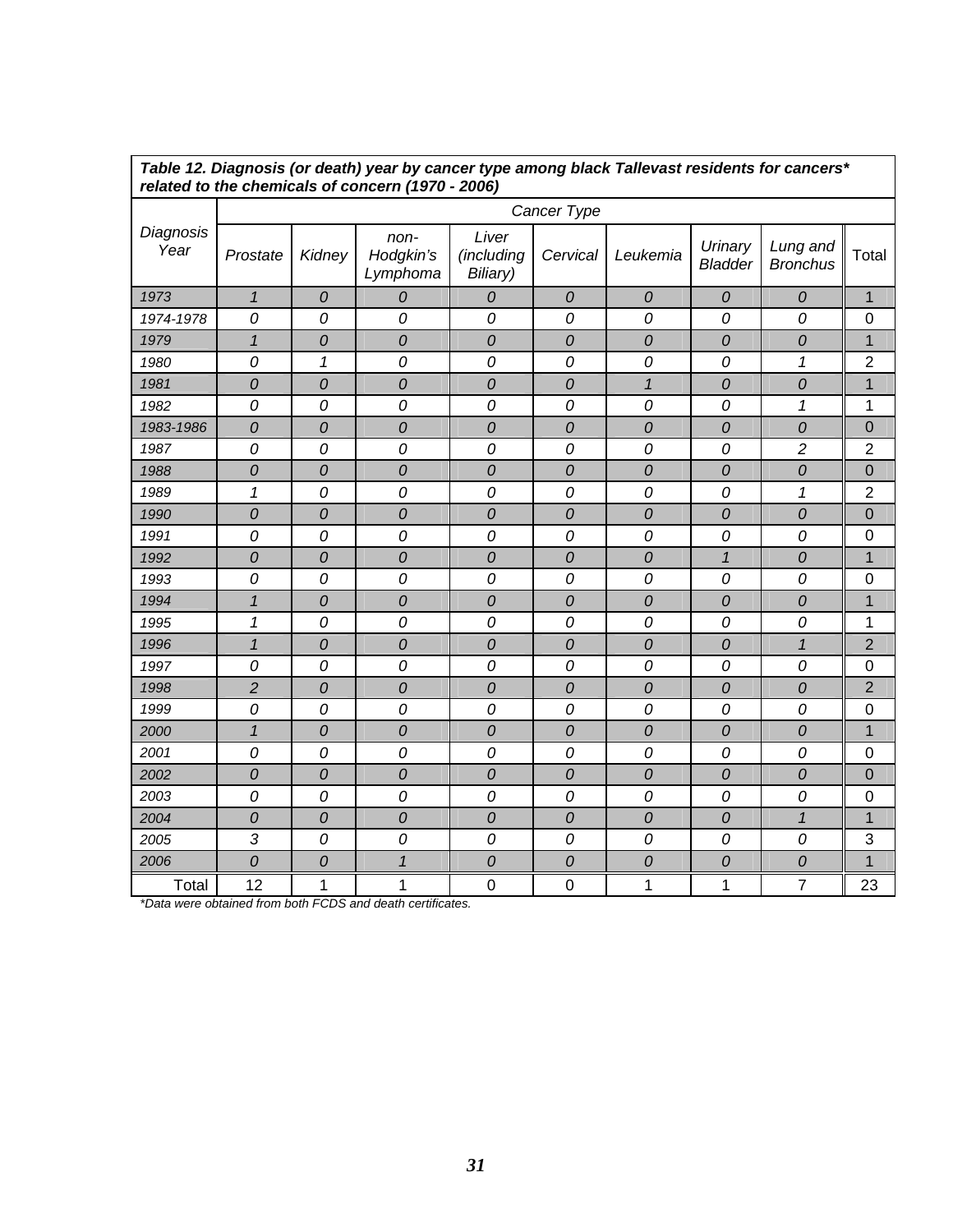**Table 12. Diagnosis (or death) year by cancer type among black Tallevast residents for cancers* related to the chemicals of concern (1970 - 2006)**

| Diagnosis Year | Cancer Type | | | | | | | | |
|---|---|---|---|---|---|---|---|---|---|
| | Prostate | Kidney | non-Hodgkin's Lymphoma | Liver (including Biliary) | Cervical | Leukemia | Urinary Bladder | Lung and Bronchus | Total |
| 1973 | 1 | 0 | 0 | 0 | 0 | 0 | 0 | 0 | 1 |
| 1974-1978 | 0 | 0 | 0 | 0 | 0 | 0 | 0 | 0 | 0 |
| 1979 | 1 | 0 | 0 | 0 | 0 | 0 | 0 | 0 | 1 |
| 1980 | 0 | 1 | 0 | 0 | 0 | 0 | 0 | 1 | 2 |
| 1981 | 0 | 0 | 0 | 0 | 0 | 1 | 0 | 0 | 1 |
| 1982 | 0 | 0 | 0 | 0 | 0 | 0 | 0 | 1 | 1 |
| 1983-1986 | 0 | 0 | 0 | 0 | 0 | 0 | 0 | 0 | 0 |
| 1987 | 0 | 0 | 0 | 0 | 0 | 0 | 0 | 2 | 2 |
| 1988 | 0 | 0 | 0 | 0 | 0 | 0 | 0 | 0 | 0 |
| 1989 | 1 | 0 | 0 | 0 | 0 | 0 | 0 | 1 | 2 |
| 1990 | 0 | 0 | 0 | 0 | 0 | 0 | 0 | 0 | 0 |
| 1991 | 0 | 0 | 0 | 0 | 0 | 0 | 0 | 0 | 0 |
| 1992 | 0 | 0 | 0 | 0 | 0 | 0 | 1 | 0 | 1 |
| 1993 | 0 | 0 | 0 | 0 | 0 | 0 | 0 | 0 | 0 |
| 1994 | 1 | 0 | 0 | 0 | 0 | 0 | 0 | 0 | 1 |
| 1995 | 1 | 0 | 0 | 0 | 0 | 0 | 0 | 0 | 1 |
| 1996 | 1 | 0 | 0 | 0 | 0 | 0 | 0 | 1 | 2 |
| 1997 | 0 | 0 | 0 | 0 | 0 | 0 | 0 | 0 | 0 |
| 1998 | 2 | 0 | 0 | 0 | 0 | 0 | 0 | 0 | 2 |
| 1999 | 0 | 0 | 0 | 0 | 0 | 0 | 0 | 0 | 0 |
| 2000 | 1 | 0 | 0 | 0 | 0 | 0 | 0 | 0 | 1 |
| 2001 | 0 | 0 | 0 | 0 | 0 | 0 | 0 | 0 | 0 |
| 2002 | 0 | 0 | 0 | 0 | 0 | 0 | 0 | 0 | 0 |
| 2003 | 0 | 0 | 0 | 0 | 0 | 0 | 0 | 0 | 0 |
| 2004 | 0 | 0 | 0 | 0 | 0 | 0 | 0 | 1 | 1 |
| 2005 | 3 | 0 | 0 | 0 | 0 | 0 | 0 | 0 | 3 |
| 2006 | 0 | 0 | 1 | 0 | 0 | 0 | 0 | 0 | 1 |
| Total | 12 | 1 | 1 | 0 | 0 | 1 | 1 | 7 | 23 |

*Data were obtained from both FCDS and death certificates.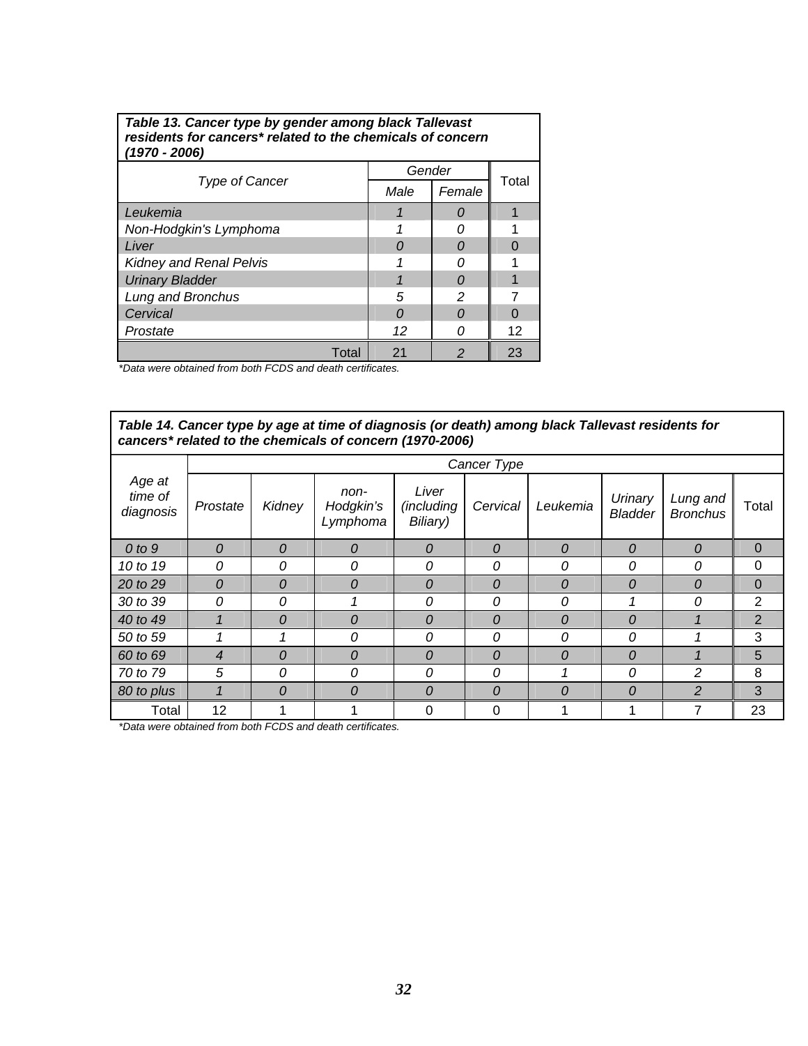| *Table 13. Cancer type by gender among black Tallevast residents for cancers* related to the chemicals of concern (1970 - 2006)* | | | |
|---|---|---|---|
| *Type of Cancer* | *Gender* | | Total |
| | *Male* | *Female* | |
| *Leukemia* | *1* | *0* | 1 |
| *Non-Hodgkin's Lymphoma* | *1* | *0* | 1 |
| *Liver* | *0* | *0* | 0 |
| *Kidney and Renal Pelvis* | *1* | *0* | 1 |
| *Urinary Bladder* | *1* | *0* | 1 |
| *Lung and Bronchus* | *5* | *2* | 7 |
| *Cervical* | *0* | *0* | 0 |
| *Prostate* | *12* | *0* | 12 |
| Total | 21 | *2* | 23 |

*\*Data were obtained from both FCDS and death certificates.*

| *Table 14. Cancer type by age at time of diagnosis (or death) among black Tallevast residents for cancers* related to the chemicals of concern (1970-2006)* | | | | | | | | | |
|---|---|---|---|---|---|---|---|---|---|
| *Age at time of diagnosis* | *Cancer Type* | | | | | | | | |
| | *Prostate* | *Kidney* | *non-Hodgkin's Lymphoma* | *Liver (including Biliary)* | *Cervical* | *Leukemia* | *Urinary Bladder* | *Lung and Bronchus* | Total |
| *0 to 9* | *0* | *0* | *0* | *0* | *0* | *0* | *0* | *0* | 0 |
| *10 to 19* | *0* | *0* | *0* | *0* | *0* | *0* | *0* | *0* | 0 |
| *20 to 29* | *0* | *0* | *0* | *0* | *0* | *0* | *0* | *0* | 0 |
| *30 to 39* | *0* | *0* | *1* | *0* | *0* | *0* | *1* | *0* | 2 |
| *40 to 49* | *1* | *0* | *0* | *0* | *0* | *0* | *0* | *1* | 2 |
| *50 to 59* | *1* | *1* | *0* | *0* | *0* | *0* | *0* | *1* | 3 |
| *60 to 69* | *4* | *0* | *0* | *0* | *0* | *0* | *0* | *1* | 5 |
| *70 to 79* | *5* | *0* | *0* | *0* | *0* | *1* | *0* | *2* | 8 |
| *80 to plus* | *1* | *0* | *0* | *0* | *0* | *0* | *0* | *2* | 3 |
| Total | 12 | 1 | 1 | 0 | 0 | 1 | 1 | 7 | 23 |

*\*Data were obtained from both FCDS and death certificates.*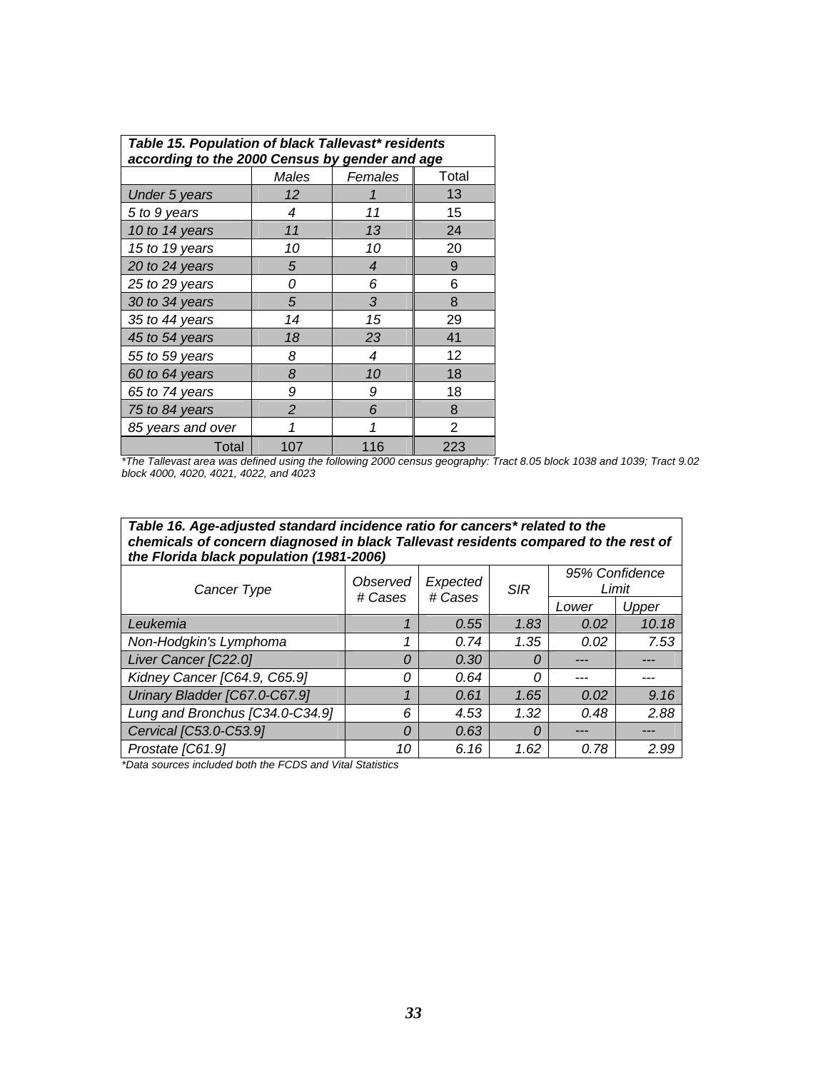**Table 15. Population of black Tallevast* residents according to the 2000 Census by gender and age**

| | Males | Females | Total |
|---|---|---|---|
| Under 5 years | 12 | 1 | 13 |
| 5 to 9 years | 4 | 11 | 15 |
| 10 to 14 years | 11 | 13 | 24 |
| 15 to 19 years | 10 | 10 | 20 |
| 20 to 24 years | 5 | 4 | 9 |
| 25 to 29 years | 0 | 6 | 6 |
| 30 to 34 years | 5 | 3 | 8 |
| 35 to 44 years | 14 | 15 | 29 |
| 45 to 54 years | 18 | 23 | 41 |
| 55 to 59 years | 8 | 4 | 12 |
| 60 to 64 years | 8 | 10 | 18 |
| 65 to 74 years | 9 | 9 | 18 |
| 75 to 84 years | 2 | 6 | 8 |
| 85 years and over | 1 | 1 | 2 |
| Total | 107 | 116 | 223 |

*The Tallevast area was defined using the following 2000 census geography: Tract 8.05 block 1038 and 1039; Tract 9.02 block 4000, 4020, 4021, 4022, and 4023

**Table 16. Age-adjusted standard incidence ratio for cancers* related to the chemicals of concern diagnosed in black Tallevast residents compared to the rest of the Florida black population (1981-2006)**

| Cancer Type | Observed # Cases | Expected # Cases | SIR | 95% Confidence Limit | |
|---|---|---|---|---|---|
| | | | | Lower | Upper |
| Leukemia | 1 | 0.55 | 1.83 | 0.02 | 10.18 |
| Non-Hodgkin's Lymphoma | 1 | 0.74 | 1.35 | 0.02 | 7.53 |
| Liver Cancer [C22.0] | 0 | 0.30 | 0 | --- | --- |
| Kidney Cancer [C64.9, C65.9] | 0 | 0.64 | 0 | --- | --- |
| Urinary Bladder [C67.0-C67.9] | 1 | 0.61 | 1.65 | 0.02 | 9.16 |
| Lung and Bronchus [C34.0-C34.9] | 6 | 4.53 | 1.32 | 0.48 | 2.88 |
| Cervical [C53.0-C53.9] | 0 | 0.63 | 0 | --- | --- |
| Prostate [C61.9] | 10 | 6.16 | 1.62 | 0.78 | 2.99 |

*Data sources included both the FCDS and Vital Statistics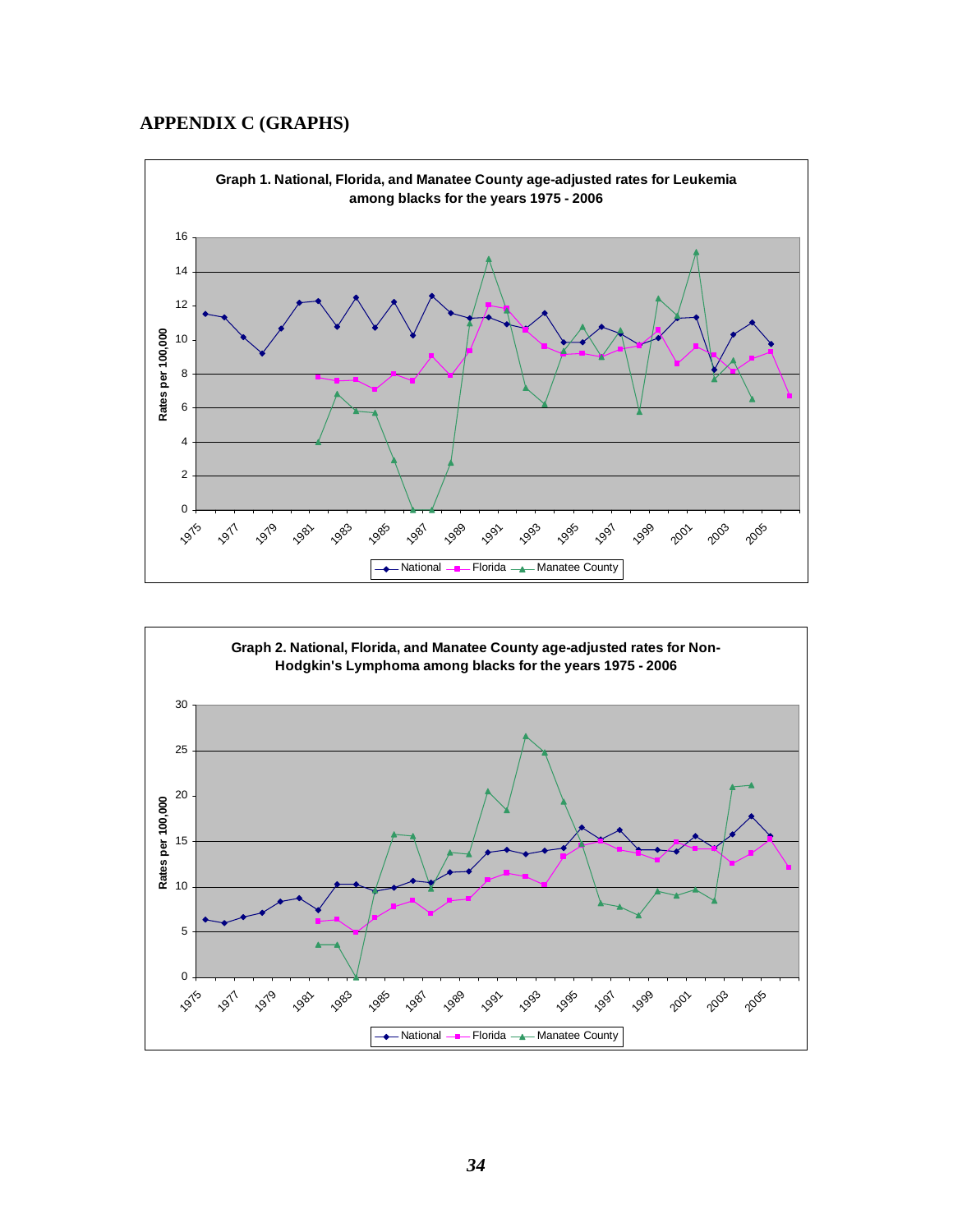# APPENDIX C (GRAPHS)

Graph 1. National, Florida, and Manatee County age-adjusted rates for Leukemia among blacks for the years 1975 - 2006

Graph 2. National, Florida, and Manatee County age-adjusted rates for Non-Hodgkin's Lymphoma among blacks for the years 1975 - 2006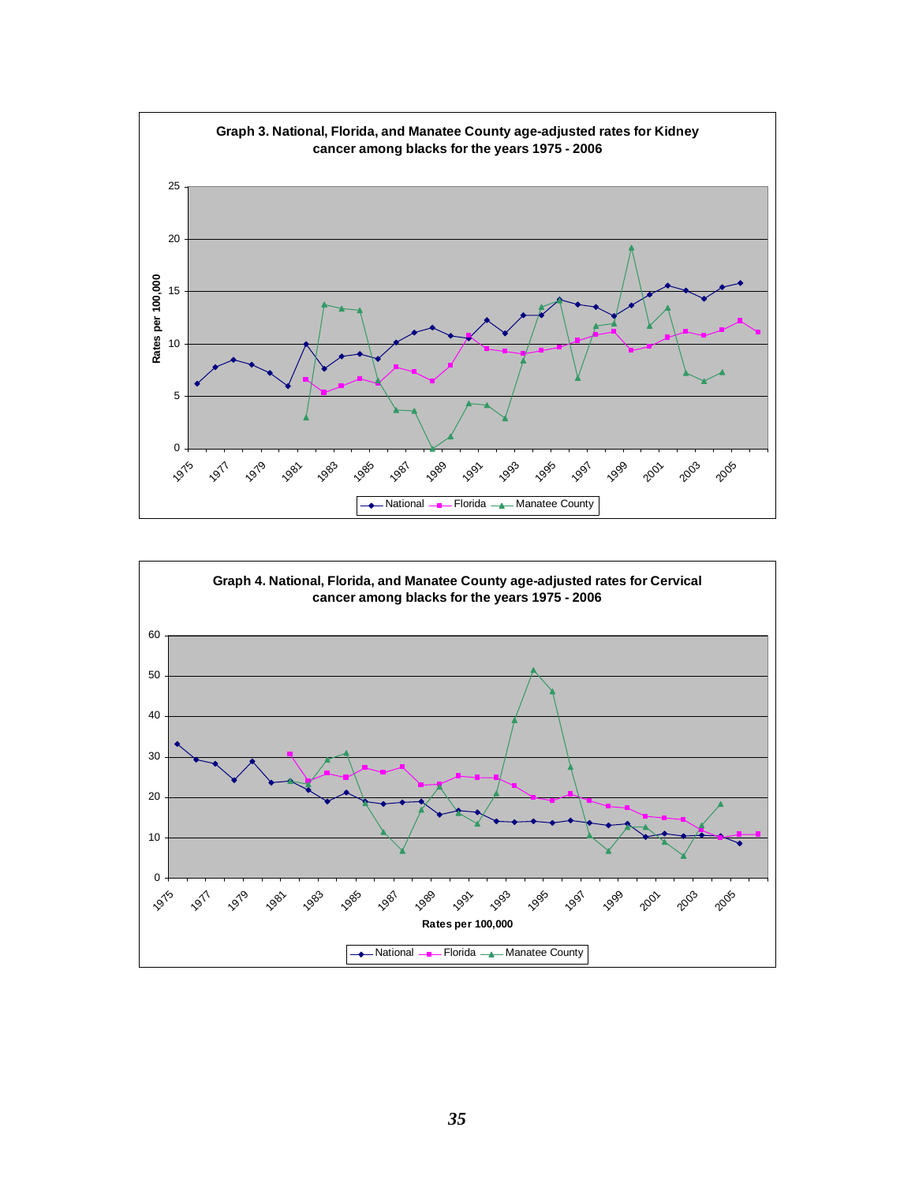**Graph 3. National, Florida, and Manatee County age-adjusted rates for Kidney cancer among blacks for the years 1975 - 2006**

Rates per 100,000

National — Florida — Manatee County

**Graph 4. National, Florida, and Manatee County age-adjusted rates for Cervical cancer among blacks for the years 1975 - 2006**

Rates per 100,000

National — Florida — Manatee County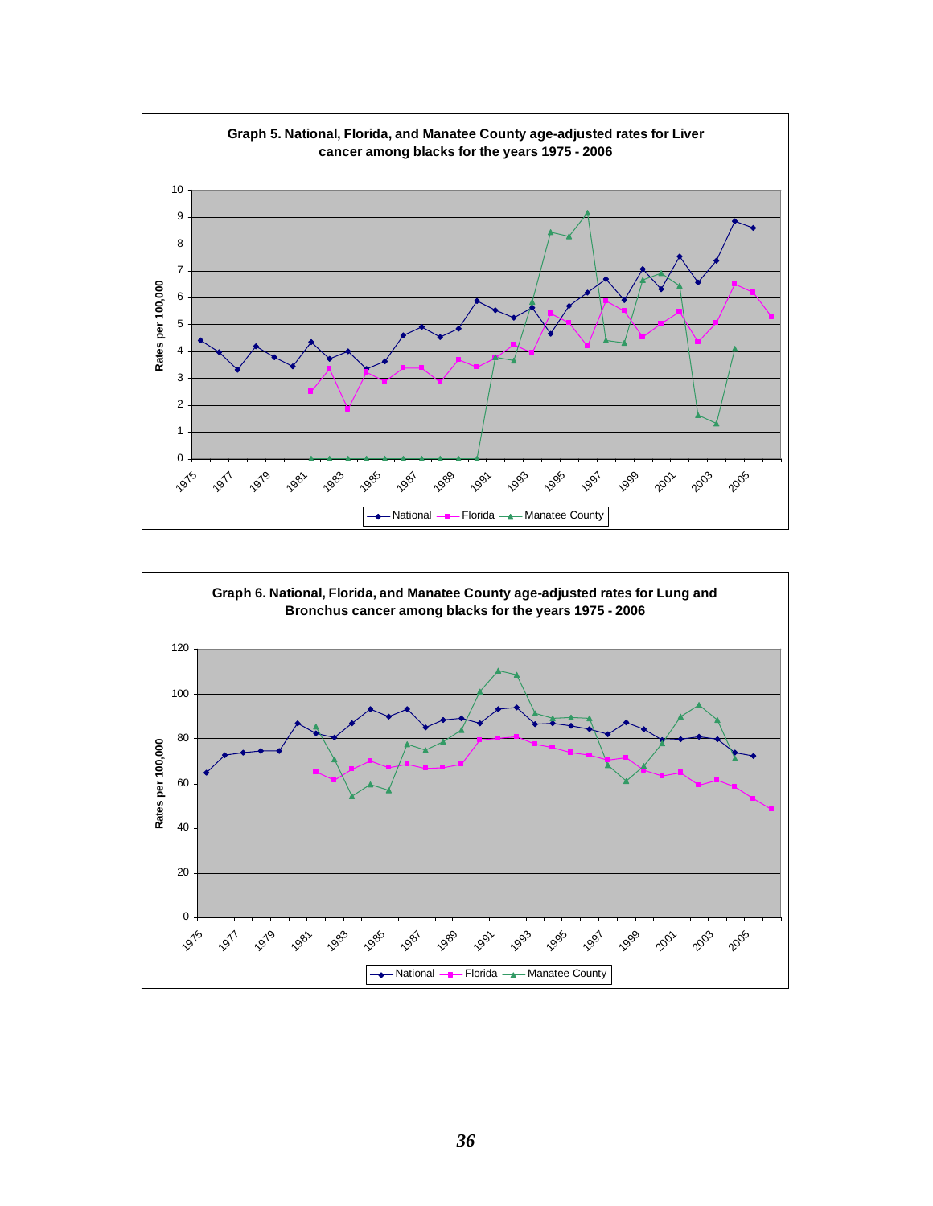**Graph 5. National, Florida, and Manatee County age-adjusted rates for Liver cancer among blacks for the years 1975 - 2006**

**Graph 6. National, Florida, and Manatee County age-adjusted rates for Lung and Bronchus cancer among blacks for the years 1975 - 2006**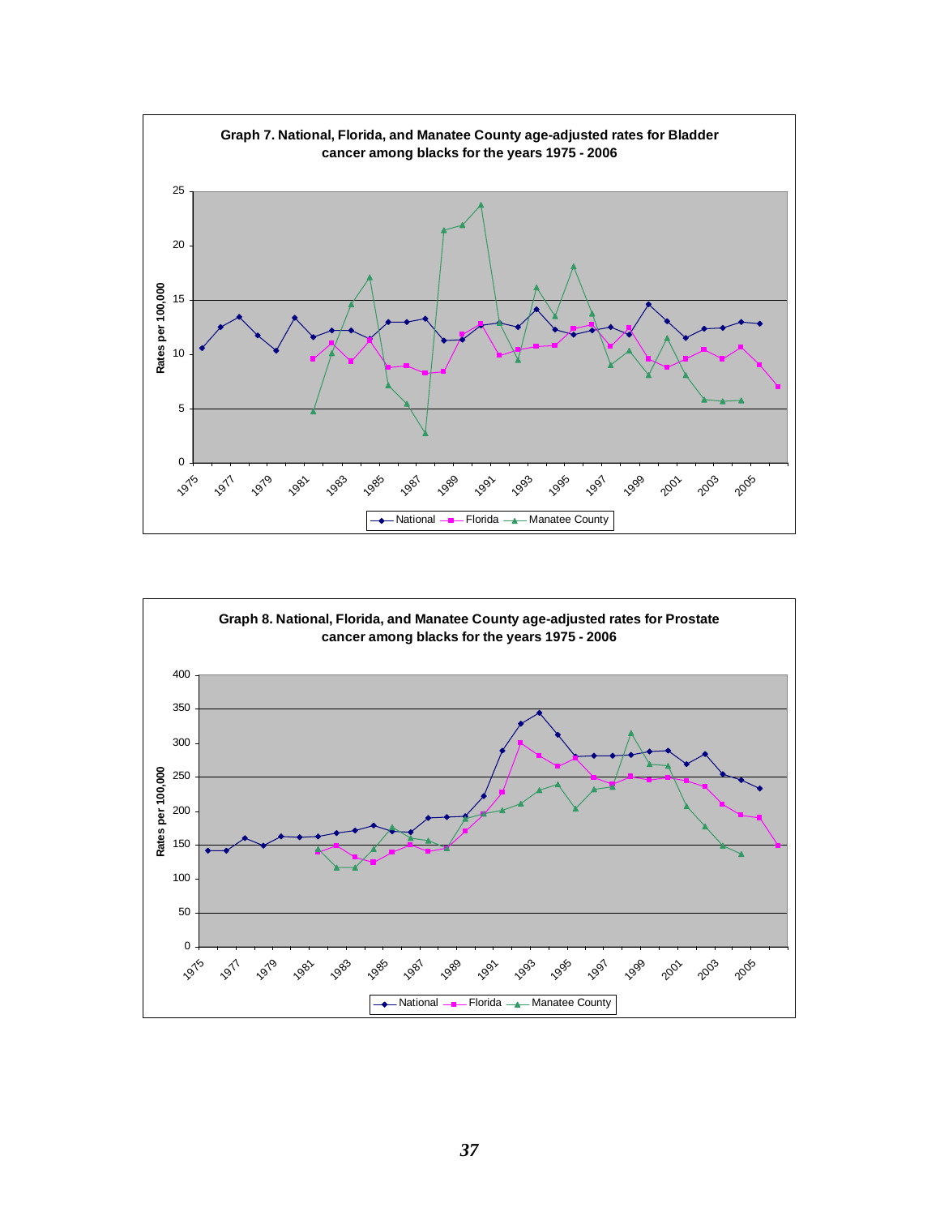**Graph 7. National, Florida, and Manatee County age-adjusted rates for Bladder cancer among blacks for the years 1975 - 2006**

**Graph 8. National, Florida, and Manatee County age-adjusted rates for Prostate cancer among blacks for the years 1975 - 2006**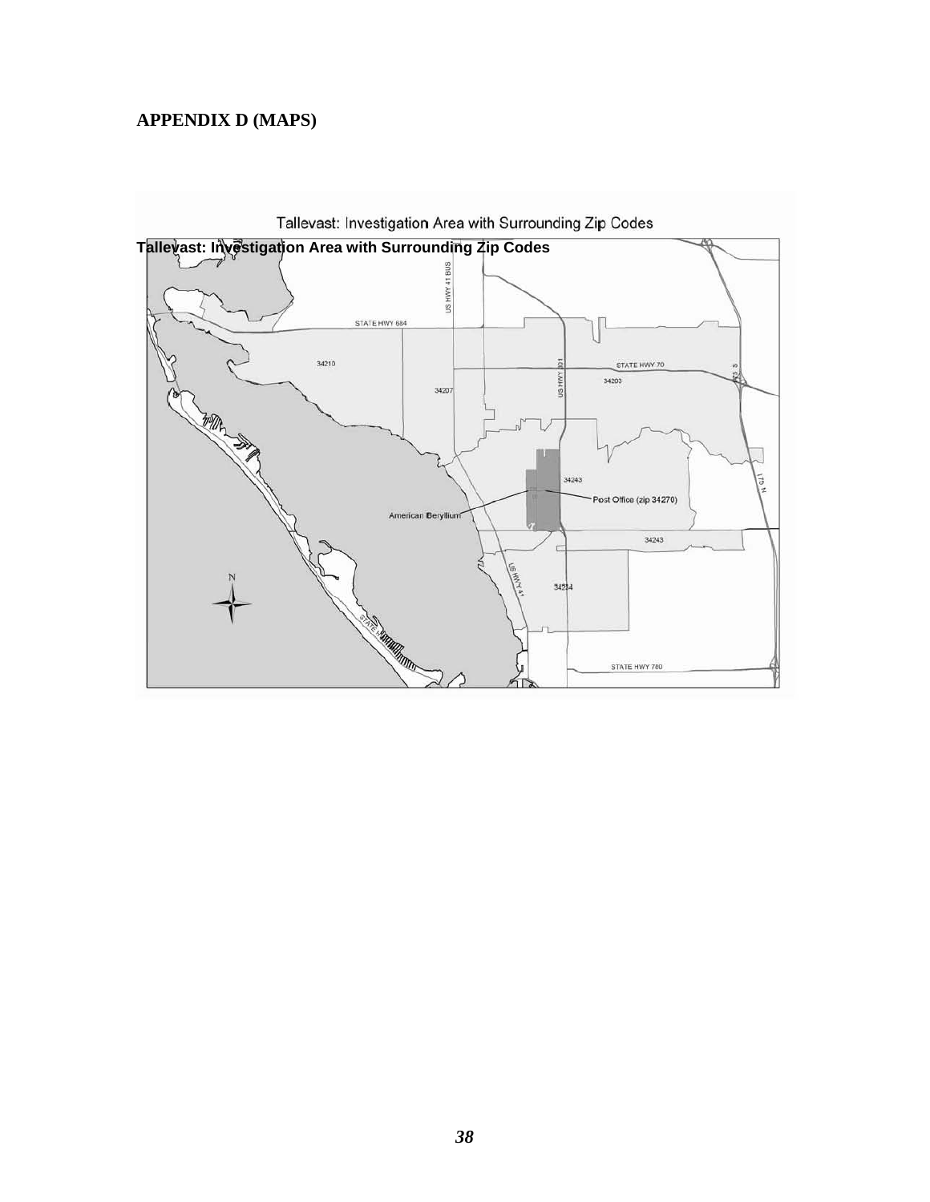## APPENDIX D (MAPS)

Tallevast: Investigation Area with Surrounding Zip Codes

**Tallevast: Investigation Area with Surrounding Zip Codes**

US HWY 41 BUS

STATE HWY 684

34210

US HWY 301

STATE HWY 70

34203

34207

34243

Post Office (zip 34270)

American Beryllium

34243

US HWY 41

34234

N

STATE HWY 780

I 75 N

I 75 S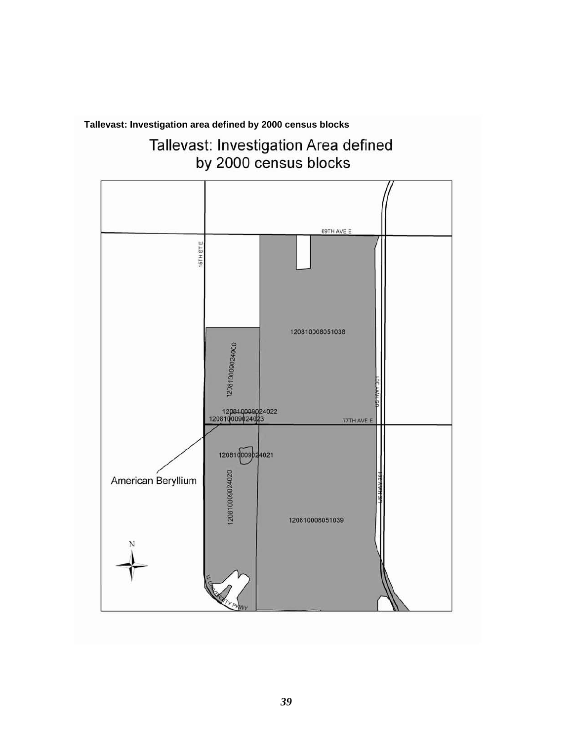**Tallevast: Investigation area defined by 2000 census blocks**

Tallevast: Investigation Area defined by 2000 census blocks

69TH AVE E

15TH ST E

120810008051038

120810009024000

US HWY 301

120810009024022

120810009024023

77TH AVE E

120810009024021

American Beryllium

120810009024020

US HWY 301

120810008051039

N

W UNIVERSITY PKWY